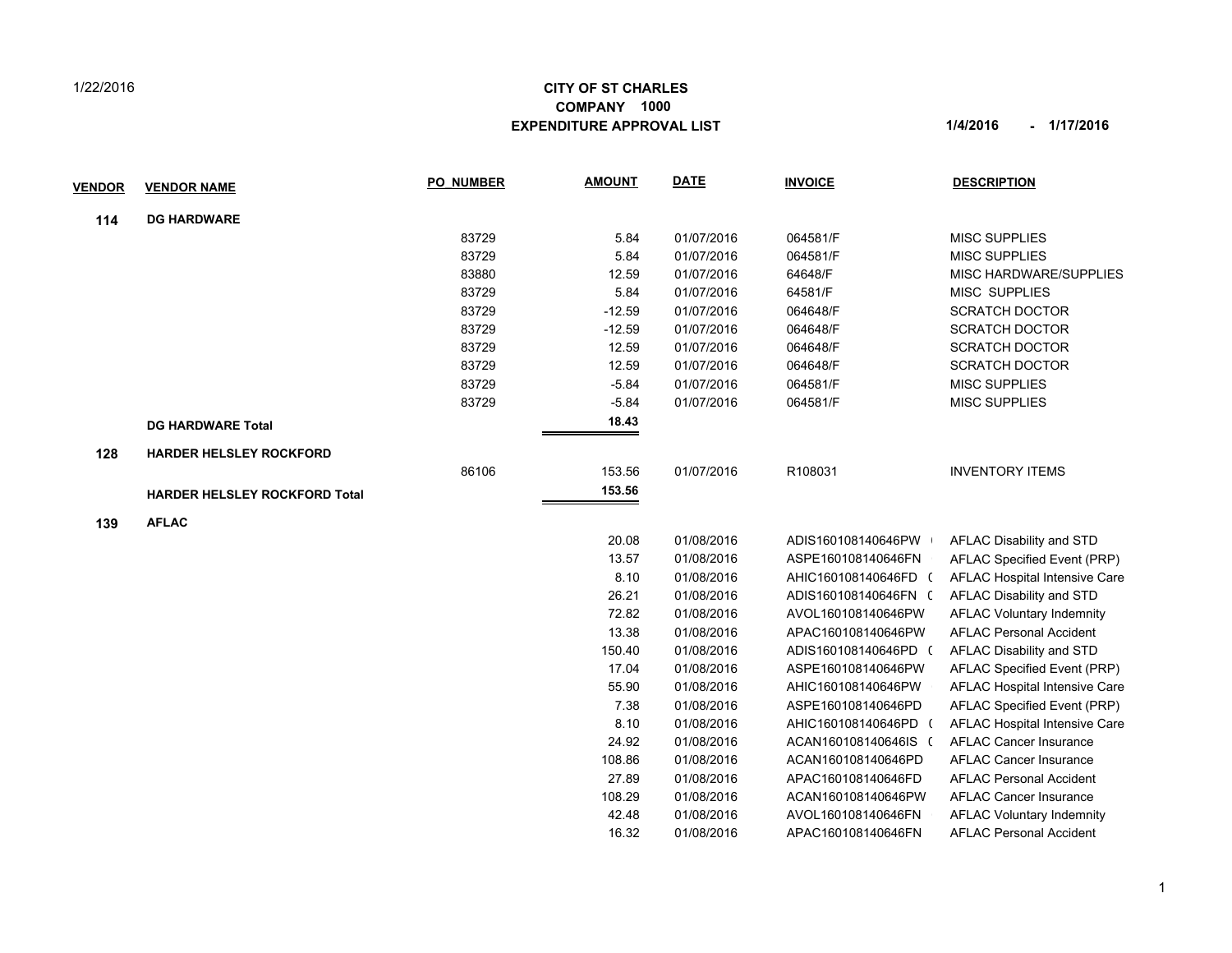1/22/2016

**CITY OF ST CHARLES**
**COMPANY 1000**
**EXPENDITURE APPROVAL LIST**

**1/4/2016 - 1/17/2016**

| VENDOR | VENDOR NAME | PO_NUMBER | AMOUNT | DATE | INVOICE | DESCRIPTION |
|---|---|---|---|---|---|---|
| **114** | **DG HARDWARE** | | | | | |
| | | 83729 | 5.84 | 01/07/2016 | 064581/F | MISC SUPPLIES |
| | | 83729 | 5.84 | 01/07/2016 | 064581/F | MISC SUPPLIES |
| | | 83880 | 12.59 | 01/07/2016 | 64648/F | MISC HARDWARE/SUPPLIES |
| | | 83729 | 5.84 | 01/07/2016 | 64581/F | MISC SUPPLIES |
| | | 83729 | -12.59 | 01/07/2016 | 064648/F | SCRATCH DOCTOR |
| | | 83729 | -12.59 | 01/07/2016 | 064648/F | SCRATCH DOCTOR |
| | | 83729 | 12.59 | 01/07/2016 | 064648/F | SCRATCH DOCTOR |
| | | 83729 | 12.59 | 01/07/2016 | 064648/F | SCRATCH DOCTOR |
| | | 83729 | -5.84 | 01/07/2016 | 064581/F | MISC SUPPLIES |
| | | 83729 | -5.84 | 01/07/2016 | 064581/F | MISC SUPPLIES |
| | **DG HARDWARE Total** | | **18.43** | | | |
| **128** | **HARDER HELSLEY ROCKFORD** | | | | | |
| | | 86106 | 153.56 | 01/07/2016 | R108031 | INVENTORY ITEMS |
| | **HARDER HELSLEY ROCKFORD Total** | | **153.56** | | | |
| **139** | **AFLAC** | | | | | |
| | | | 20.08 | 01/08/2016 | ADIS160108140646PW | AFLAC Disability and STD |
| | | | 13.57 | 01/08/2016 | ASPE160108140646FN | AFLAC Specified Event (PRP) |
| | | | 8.10 | 01/08/2016 | AHIC160108140646FD | AFLAC Hospital Intensive Care |
| | | | 26.21 | 01/08/2016 | ADIS160108140646FN | AFLAC Disability and STD |
| | | | 72.82 | 01/08/2016 | AVOL160108140646PW | AFLAC Voluntary Indemnity |
| | | | 13.38 | 01/08/2016 | APAC160108140646PW | AFLAC Personal Accident |
| | | | 150.40 | 01/08/2016 | ADIS160108140646PD | AFLAC Disability and STD |
| | | | 17.04 | 01/08/2016 | ASPE160108140646PW | AFLAC Specified Event (PRP) |
| | | | 55.90 | 01/08/2016 | AHIC160108140646PW | AFLAC Hospital Intensive Care |
| | | | 7.38 | 01/08/2016 | ASPE160108140646PD | AFLAC Specified Event (PRP) |
| | | | 8.10 | 01/08/2016 | AHIC160108140646PD | AFLAC Hospital Intensive Care |
| | | | 24.92 | 01/08/2016 | ACAN160108140646IS | AFLAC Cancer Insurance |
| | | | 108.86 | 01/08/2016 | ACAN160108140646PD | AFLAC Cancer Insurance |
| | | | 27.89 | 01/08/2016 | APAC160108140646FD | AFLAC Personal Accident |
| | | | 108.29 | 01/08/2016 | ACAN160108140646PW | AFLAC Cancer Insurance |
| | | | 42.48 | 01/08/2016 | AVOL160108140646FN | AFLAC Voluntary Indemnity |
| | | | 16.32 | 01/08/2016 | APAC160108140646FN | AFLAC Personal Accident |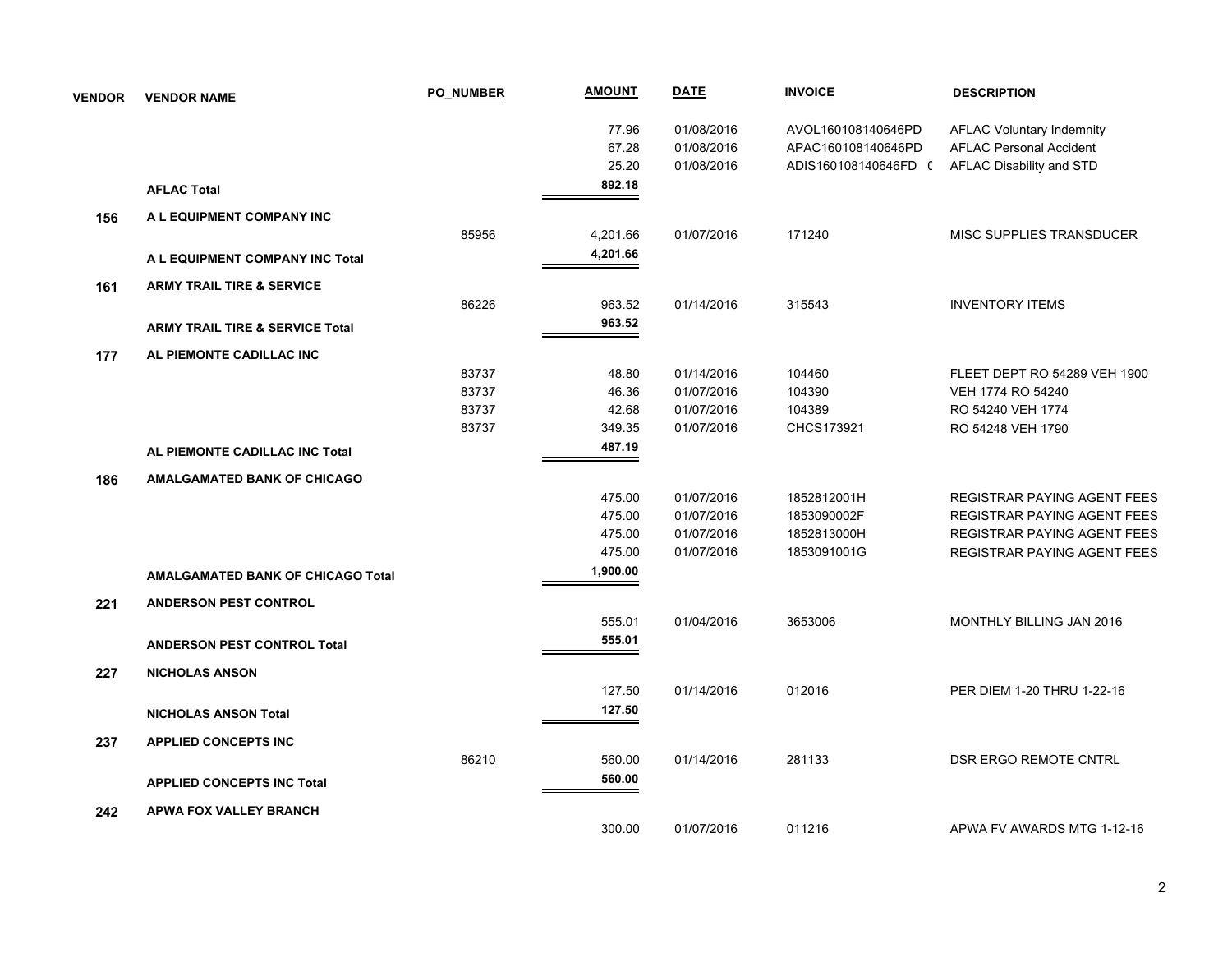| VENDOR | VENDOR NAME | PO_NUMBER | AMOUNT | DATE | INVOICE | DESCRIPTION |
|---|---|---|---|---|---|---|
| | | | 77.96 | 01/08/2016 | AVOL160108140646PD | AFLAC Voluntary Indemnity |
| | | | 67.28 | 01/08/2016 | APAC160108140646PD | AFLAC Personal Accident |
| | | | 25.20 | 01/08/2016 | ADIS160108140646FD ( | AFLAC Disability and STD |
| | **AFLAC Total** | | **892.18** | | | |
| **156** | **A L EQUIPMENT COMPANY INC** | | | | | |
| | | 85956 | 4,201.66 | 01/07/2016 | 171240 | MISC SUPPLIES TRANSDUCER |
| | **A L EQUIPMENT COMPANY INC Total** | | **4,201.66** | | | |
| **161** | **ARMY TRAIL TIRE & SERVICE** | | | | | |
| | | 86226 | 963.52 | 01/14/2016 | 315543 | INVENTORY ITEMS |
| | **ARMY TRAIL TIRE & SERVICE Total** | | **963.52** | | | |
| **177** | **AL PIEMONTE CADILLAC INC** | | | | | |
| | | 83737 | 48.80 | 01/14/2016 | 104460 | FLEET DEPT RO 54289 VEH 1900 |
| | | 83737 | 46.36 | 01/07/2016 | 104390 | VEH 1774 RO 54240 |
| | | 83737 | 42.68 | 01/07/2016 | 104389 | RO 54240 VEH 1774 |
| | | 83737 | 349.35 | 01/07/2016 | CHCS173921 | RO 54248 VEH 1790 |
| | **AL PIEMONTE CADILLAC INC Total** | | **487.19** | | | |
| **186** | **AMALGAMATED BANK OF CHICAGO** | | | | | |
| | | | 475.00 | 01/07/2016 | 1852812001H | REGISTRAR PAYING AGENT FEES |
| | | | 475.00 | 01/07/2016 | 1853090002F | REGISTRAR PAYING AGENT FEES |
| | | | 475.00 | 01/07/2016 | 1852813000H | REGISTRAR PAYING AGENT FEES |
| | | | 475.00 | 01/07/2016 | 1853091001G | REGISTRAR PAYING AGENT FEES |
| | **AMALGAMATED BANK OF CHICAGO Total** | | **1,900.00** | | | |
| **221** | **ANDERSON PEST CONTROL** | | | | | |
| | | | 555.01 | 01/04/2016 | 3653006 | MONTHLY BILLING JAN 2016 |
| | **ANDERSON PEST CONTROL Total** | | **555.01** | | | |
| **227** | **NICHOLAS ANSON** | | | | | |
| | | | 127.50 | 01/14/2016 | 012016 | PER DIEM 1-20 THRU 1-22-16 |
| | **NICHOLAS ANSON Total** | | **127.50** | | | |
| **237** | **APPLIED CONCEPTS INC** | | | | | |
| | | 86210 | 560.00 | 01/14/2016 | 281133 | DSR ERGO REMOTE CNTRL |
| | **APPLIED CONCEPTS INC Total** | | **560.00** | | | |
| **242** | **APWA FOX VALLEY BRANCH** | | | | | |
| | | | 300.00 | 01/07/2016 | 011216 | APWA FV AWARDS MTG 1-12-16 |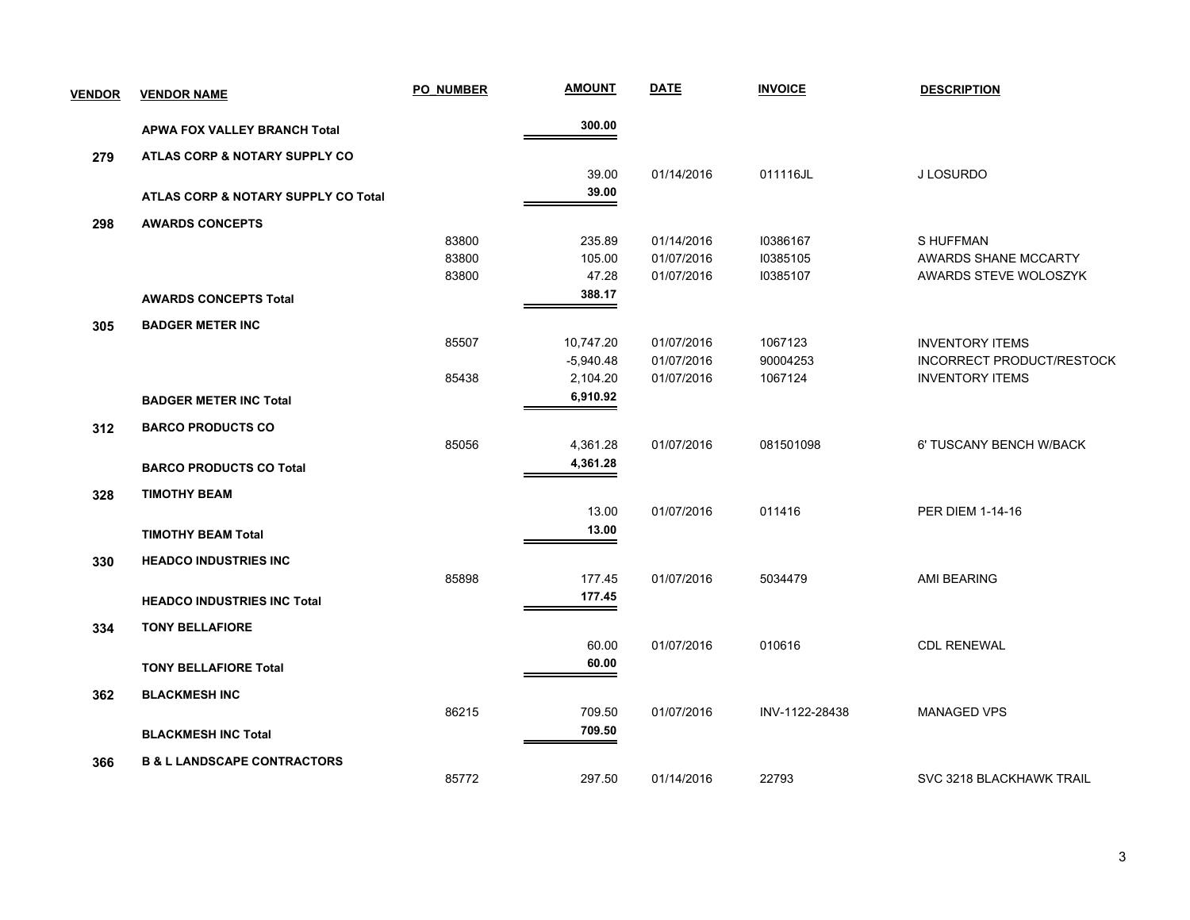| VENDOR | VENDOR NAME | PO_NUMBER | AMOUNT | DATE | INVOICE | DESCRIPTION |
|---|---|---|---|---|---|---|
| | **APWA FOX VALLEY BRANCH Total** | | **300.00** | | | |
| **279** | **ATLAS CORP & NOTARY SUPPLY CO** | | | | | |
| | | | 39.00 | 01/14/2016 | 011116JL | J LOSURDO |
| | **ATLAS CORP & NOTARY SUPPLY CO Total** | | **39.00** | | | |
| **298** | **AWARDS CONCEPTS** | | | | | |
| | | 83800 | 235.89 | 01/14/2016 | I0386167 | S HUFFMAN |
| | | 83800 | 105.00 | 01/07/2016 | I0385105 | AWARDS SHANE MCCARTY |
| | | 83800 | 47.28 | 01/07/2016 | I0385107 | AWARDS STEVE WOLOSZYK |
| | **AWARDS CONCEPTS Total** | | **388.17** | | | |
| **305** | **BADGER METER INC** | | | | | |
| | | 85507 | 10,747.20 | 01/07/2016 | 1067123 | INVENTORY ITEMS |
| | | | -5,940.48 | 01/07/2016 | 90004253 | INCORRECT PRODUCT/RESTOCK |
| | | 85438 | 2,104.20 | 01/07/2016 | 1067124 | INVENTORY ITEMS |
| | **BADGER METER INC Total** | | **6,910.92** | | | |
| **312** | **BARCO PRODUCTS CO** | | | | | |
| | | 85056 | 4,361.28 | 01/07/2016 | 081501098 | 6' TUSCANY BENCH W/BACK |
| | **BARCO PRODUCTS CO Total** | | **4,361.28** | | | |
| **328** | **TIMOTHY BEAM** | | | | | |
| | | | 13.00 | 01/07/2016 | 011416 | PER DIEM 1-14-16 |
| | **TIMOTHY BEAM Total** | | **13.00** | | | |
| **330** | **HEADCO INDUSTRIES INC** | | | | | |
| | | 85898 | 177.45 | 01/07/2016 | 5034479 | AMI BEARING |
| | **HEADCO INDUSTRIES INC Total** | | **177.45** | | | |
| **334** | **TONY BELLAFIORE** | | | | | |
| | | | 60.00 | 01/07/2016 | 010616 | CDL RENEWAL |
| | **TONY BELLAFIORE Total** | | **60.00** | | | |
| **362** | **BLACKMESH INC** | | | | | |
| | | 86215 | 709.50 | 01/07/2016 | INV-1122-28438 | MANAGED VPS |
| | **BLACKMESH INC Total** | | **709.50** | | | |
| **366** | **B & L LANDSCAPE CONTRACTORS** | | | | | |
| | | 85772 | 297.50 | 01/14/2016 | 22793 | SVC 3218 BLACKHAWK TRAIL |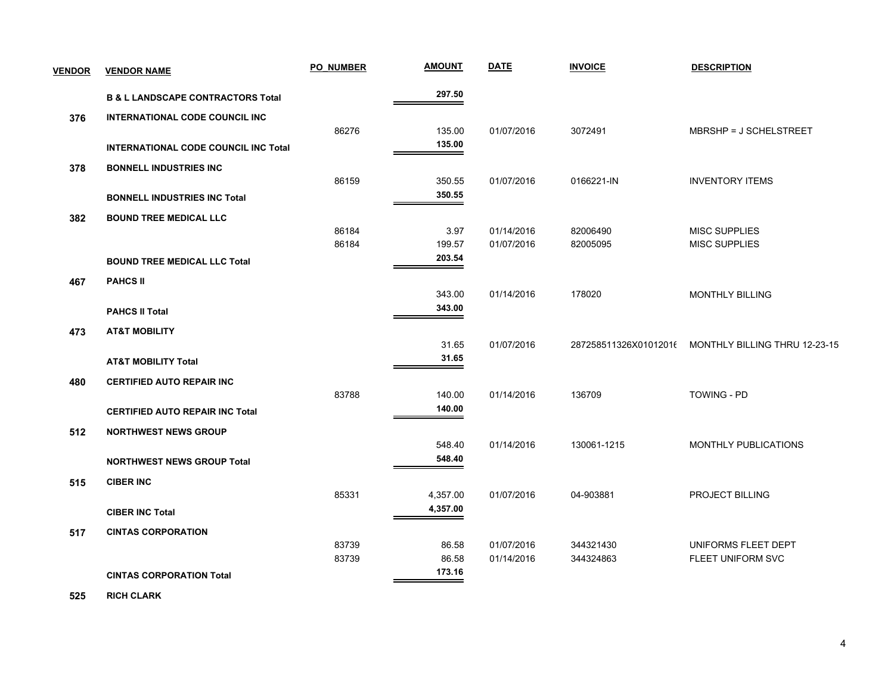| VENDOR | VENDOR NAME | PO_NUMBER | AMOUNT | DATE | INVOICE | DESCRIPTION |
|---|---|---|---|---|---|---|
| | **B & L LANDSCAPE CONTRACTORS Total** | | **297.50** | | | |
| **376** | **INTERNATIONAL CODE COUNCIL INC** | | | | | |
| | | 86276 | 135.00 | 01/07/2016 | 3072491 | MBRSHP = J SCHELSTREET |
| | **INTERNATIONAL CODE COUNCIL INC Total** | | **135.00** | | | |
| **378** | **BONNELL INDUSTRIES INC** | | | | | |
| | | 86159 | 350.55 | 01/07/2016 | 0166221-IN | INVENTORY ITEMS |
| | **BONNELL INDUSTRIES INC Total** | | **350.55** | | | |
| **382** | **BOUND TREE MEDICAL LLC** | | | | | |
| | | 86184 | 3.97 | 01/14/2016 | 82006490 | MISC SUPPLIES |
| | | 86184 | 199.57 | 01/07/2016 | 82005095 | MISC SUPPLIES |
| | **BOUND TREE MEDICAL LLC Total** | | **203.54** | | | |
| **467** | **PAHCS II** | | | | | |
| | | | 343.00 | 01/14/2016 | 178020 | MONTHLY BILLING |
| | **PAHCS II Total** | | **343.00** | | | |
| **473** | **AT&T MOBILITY** | | | | | |
| | | | 31.65 | 01/07/2016 | 287258511326X01012016 | MONTHLY BILLING THRU 12-23-15 |
| | **AT&T MOBILITY Total** | | **31.65** | | | |
| **480** | **CERTIFIED AUTO REPAIR INC** | | | | | |
| | | 83788 | 140.00 | 01/14/2016 | 136709 | TOWING - PD |
| | **CERTIFIED AUTO REPAIR INC Total** | | **140.00** | | | |
| **512** | **NORTHWEST NEWS GROUP** | | | | | |
| | | | 548.40 | 01/14/2016 | 130061-1215 | MONTHLY PUBLICATIONS |
| | **NORTHWEST NEWS GROUP Total** | | **548.40** | | | |
| **515** | **CIBER INC** | | | | | |
| | | 85331 | 4,357.00 | 01/07/2016 | 04-903881 | PROJECT BILLING |
| | **CIBER INC Total** | | **4,357.00** | | | |
| **517** | **CINTAS CORPORATION** | | | | | |
| | | 83739 | 86.58 | 01/07/2016 | 344321430 | UNIFORMS FLEET DEPT |
| | | 83739 | 86.58 | 01/14/2016 | 344324863 | FLEET UNIFORM SVC |
| | **CINTAS CORPORATION Total** | | **173.16** | | | |
| **525** | **RICH CLARK** | | | | | |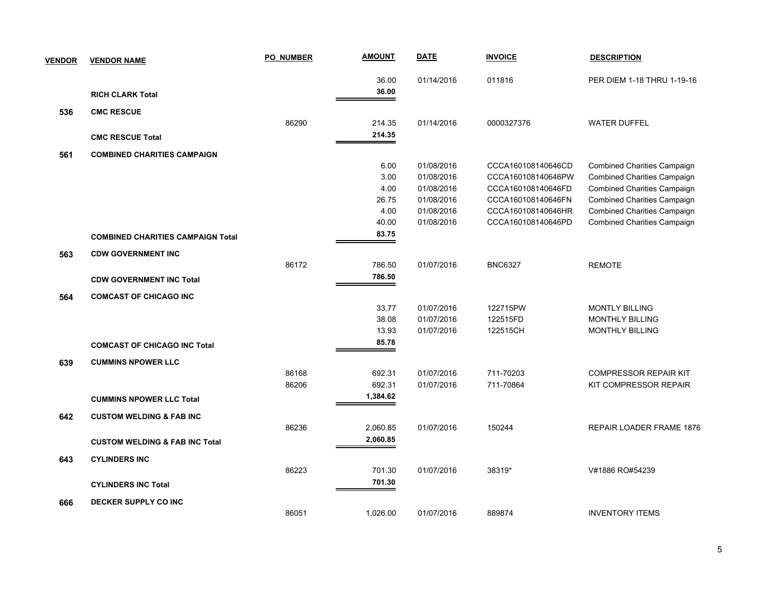| VENDOR | VENDOR NAME | PO_NUMBER | AMOUNT | DATE | INVOICE | DESCRIPTION |
|---|---|---|---|---|---|---|
| | | | 36.00 | 01/14/2016 | 011816 | PER DIEM 1-18 THRU 1-19-16 |
| | **RICH CLARK Total** | | **36.00** | | | |
| **536** | **CMC RESCUE** | | | | | |
| | | 86290 | 214.35 | 01/14/2016 | 0000327376 | WATER DUFFEL |
| | **CMC RESCUE Total** | | **214.35** | | | |
| **561** | **COMBINED CHARITIES CAMPAIGN** | | | | | |
| | | | 6.00 | 01/08/2016 | CCCA160108140646CD | Combined Charities Campaign |
| | | | 3.00 | 01/08/2016 | CCCA160108140646PW | Combined Charities Campaign |
| | | | 4.00 | 01/08/2016 | CCCA160108140646FD | Combined Charities Campaign |
| | | | 26.75 | 01/08/2016 | CCCA160108140646FN | Combined Charities Campaign |
| | | | 4.00 | 01/08/2016 | CCCA160108140646HR | Combined Charities Campaign |
| | | | 40.00 | 01/08/2016 | CCCA160108140646PD | Combined Charities Campaign |
| | **COMBINED CHARITIES CAMPAIGN Total** | | **83.75** | | | |
| **563** | **CDW GOVERNMENT INC** | | | | | |
| | | 86172 | 786.50 | 01/07/2016 | BNC6327 | REMOTE |
| | **CDW GOVERNMENT INC Total** | | **786.50** | | | |
| **564** | **COMCAST OF CHICAGO INC** | | | | | |
| | | | 33.77 | 01/07/2016 | 122715PW | MONTLY BILLING |
| | | | 38.08 | 01/07/2016 | 122515FD | MONTHLY BILLING |
| | | | 13.93 | 01/07/2016 | 122515CH | MONTHLY BILLING |
| | **COMCAST OF CHICAGO INC Total** | | **85.78** | | | |
| **639** | **CUMMINS NPOWER LLC** | | | | | |
| | | 86168 | 692.31 | 01/07/2016 | 711-70203 | COMPRESSOR REPAIR KIT |
| | | 86206 | 692.31 | 01/07/2016 | 711-70864 | KIT COMPRESSOR REPAIR |
| | **CUMMINS NPOWER LLC Total** | | **1,384.62** | | | |
| **642** | **CUSTOM WELDING & FAB INC** | | | | | |
| | | 86236 | 2,060.85 | 01/07/2016 | 150244 | REPAIR LOADER FRAME 1876 |
| | **CUSTOM WELDING & FAB INC Total** | | **2,060.85** | | | |
| **643** | **CYLINDERS INC** | | | | | |
| | | 86223 | 701.30 | 01/07/2016 | 38319* | V#1886 RO#54239 |
| | **CYLINDERS INC Total** | | **701.30** | | | |
| **666** | **DECKER SUPPLY CO INC** | | | | | |
| | | 86051 | 1,026.00 | 01/07/2016 | 889874 | INVENTORY ITEMS |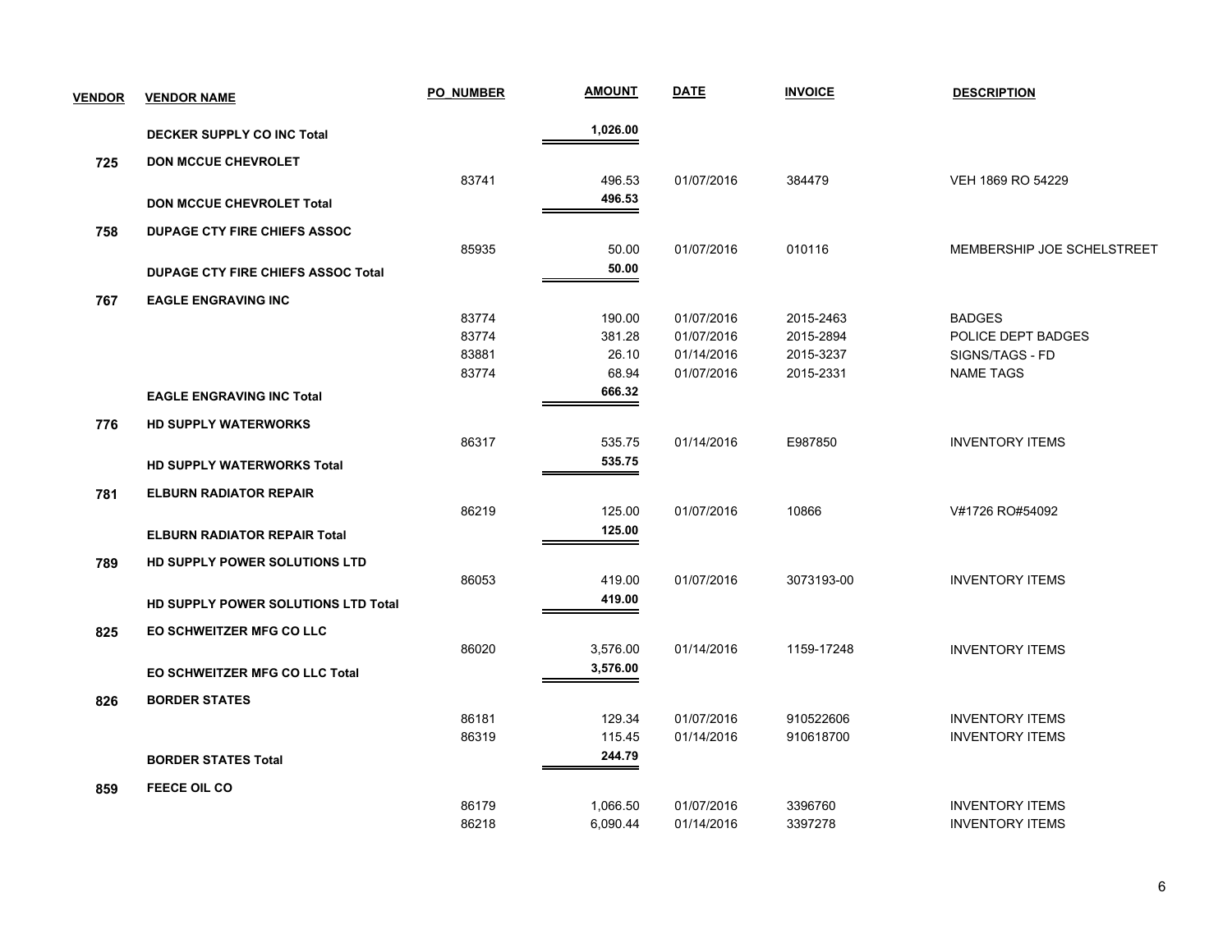| VENDOR | VENDOR NAME | PO_NUMBER | AMOUNT | DATE | INVOICE | DESCRIPTION |
|---|---|---|---|---|---|---|
| | **DECKER SUPPLY CO INC Total** | | **1,026.00** | | | |
| **725** | **DON MCCUE CHEVROLET** | | | | | |
| | | 83741 | 496.53 | 01/07/2016 | 384479 | VEH 1869 RO 54229 |
| | **DON MCCUE CHEVROLET Total** | | **496.53** | | | |
| **758** | **DUPAGE CTY FIRE CHIEFS ASSOC** | | | | | |
| | | 85935 | 50.00 | 01/07/2016 | 010116 | MEMBERSHIP JOE SCHELSTREET |
| | **DUPAGE CTY FIRE CHIEFS ASSOC Total** | | **50.00** | | | |
| **767** | **EAGLE ENGRAVING INC** | | | | | |
| | | 83774 | 190.00 | 01/07/2016 | 2015-2463 | BADGES |
| | | 83774 | 381.28 | 01/07/2016 | 2015-2894 | POLICE DEPT BADGES |
| | | 83881 | 26.10 | 01/14/2016 | 2015-3237 | SIGNS/TAGS - FD |
| | | 83774 | 68.94 | 01/07/2016 | 2015-2331 | NAME TAGS |
| | **EAGLE ENGRAVING INC Total** | | **666.32** | | | |
| **776** | **HD SUPPLY WATERWORKS** | | | | | |
| | | 86317 | 535.75 | 01/14/2016 | E987850 | INVENTORY ITEMS |
| | **HD SUPPLY WATERWORKS Total** | | **535.75** | | | |
| **781** | **ELBURN RADIATOR REPAIR** | | | | | |
| | | 86219 | 125.00 | 01/07/2016 | 10866 | V#1726 RO#54092 |
| | **ELBURN RADIATOR REPAIR Total** | | **125.00** | | | |
| **789** | **HD SUPPLY POWER SOLUTIONS LTD** | | | | | |
| | | 86053 | 419.00 | 01/07/2016 | 3073193-00 | INVENTORY ITEMS |
| | **HD SUPPLY POWER SOLUTIONS LTD Total** | | **419.00** | | | |
| **825** | **EO SCHWEITZER MFG CO LLC** | | | | | |
| | | 86020 | 3,576.00 | 01/14/2016 | 1159-17248 | INVENTORY ITEMS |
| | **EO SCHWEITZER MFG CO LLC Total** | | **3,576.00** | | | |
| **826** | **BORDER STATES** | | | | | |
| | | 86181 | 129.34 | 01/07/2016 | 910522606 | INVENTORY ITEMS |
| | | 86319 | 115.45 | 01/14/2016 | 910618700 | INVENTORY ITEMS |
| | **BORDER STATES Total** | | **244.79** | | | |
| **859** | **FEECE OIL CO** | | | | | |
| | | 86179 | 1,066.50 | 01/07/2016 | 3396760 | INVENTORY ITEMS |
| | | 86218 | 6,090.44 | 01/14/2016 | 3397278 | INVENTORY ITEMS |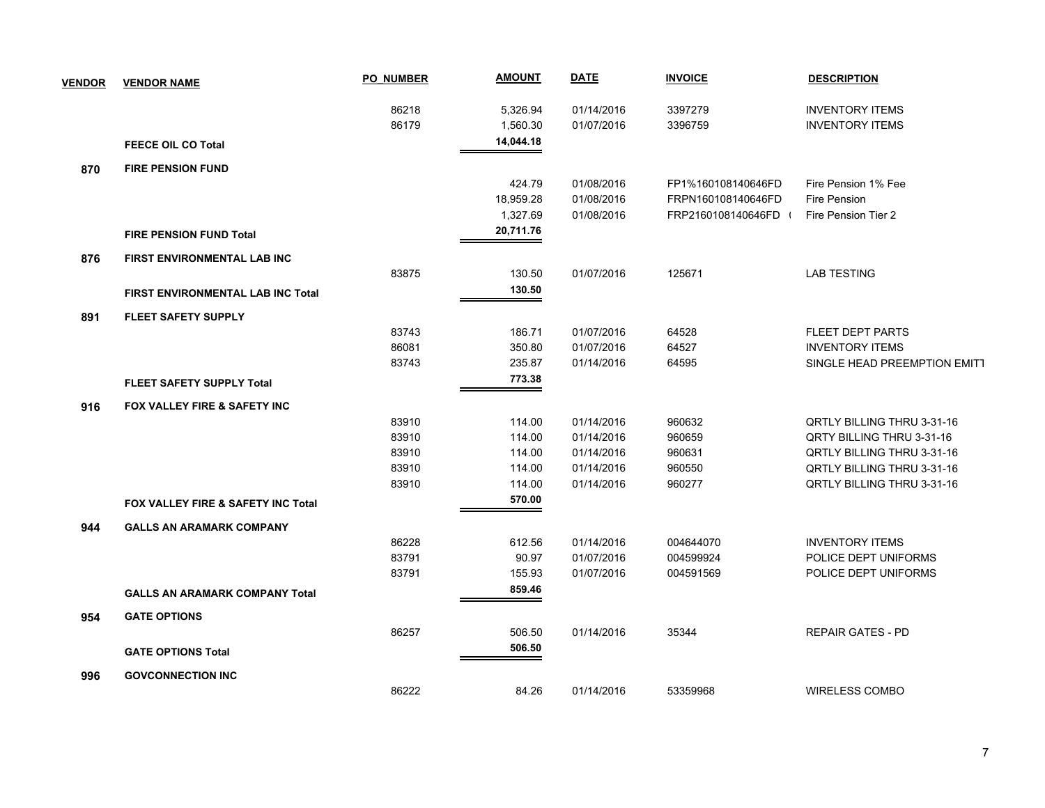| VENDOR | VENDOR NAME | PO_NUMBER | AMOUNT | DATE | INVOICE | DESCRIPTION |
|---|---|---|---|---|---|---|
| | | 86218 | 5,326.94 | 01/14/2016 | 3397279 | INVENTORY ITEMS |
| | | 86179 | 1,560.30 | 01/07/2016 | 3396759 | INVENTORY ITEMS |
| | **FEECE OIL CO Total** | | **14,044.18** | | | |
| **870** | **FIRE PENSION FUND** | | | | | |
| | | | 424.79 | 01/08/2016 | FP1%160108140646FD | Fire Pension 1% Fee |
| | | | 18,959.28 | 01/08/2016 | FRPN160108140646FD | Fire Pension |
| | | | 1,327.69 | 01/08/2016 | FRP2160108140646FD ( | Fire Pension Tier 2 |
| | **FIRE PENSION FUND Total** | | **20,711.76** | | | |
| **876** | **FIRST ENVIRONMENTAL LAB INC** | | | | | |
| | | 83875 | 130.50 | 01/07/2016 | 125671 | LAB TESTING |
| | **FIRST ENVIRONMENTAL LAB INC Total** | | **130.50** | | | |
| **891** | **FLEET SAFETY SUPPLY** | | | | | |
| | | 83743 | 186.71 | 01/07/2016 | 64528 | FLEET DEPT PARTS |
| | | 86081 | 350.80 | 01/07/2016 | 64527 | INVENTORY ITEMS |
| | | 83743 | 235.87 | 01/14/2016 | 64595 | SINGLE HEAD PREEMPTION EMITT |
| | **FLEET SAFETY SUPPLY Total** | | **773.38** | | | |
| **916** | **FOX VALLEY FIRE & SAFETY INC** | | | | | |
| | | 83910 | 114.00 | 01/14/2016 | 960632 | QRTLY BILLING THRU 3-31-16 |
| | | 83910 | 114.00 | 01/14/2016 | 960659 | QRTY BILLING THRU 3-31-16 |
| | | 83910 | 114.00 | 01/14/2016 | 960631 | QRTLY BILLING THRU 3-31-16 |
| | | 83910 | 114.00 | 01/14/2016 | 960550 | QRTLY BILLING THRU 3-31-16 |
| | | 83910 | 114.00 | 01/14/2016 | 960277 | QRTLY BILLING THRU 3-31-16 |
| | **FOX VALLEY FIRE & SAFETY INC Total** | | **570.00** | | | |
| **944** | **GALLS AN ARAMARK COMPANY** | | | | | |
| | | 86228 | 612.56 | 01/14/2016 | 004644070 | INVENTORY ITEMS |
| | | 83791 | 90.97 | 01/07/2016 | 004599924 | POLICE DEPT UNIFORMS |
| | | 83791 | 155.93 | 01/07/2016 | 004591569 | POLICE DEPT UNIFORMS |
| | **GALLS AN ARAMARK COMPANY Total** | | **859.46** | | | |
| **954** | **GATE OPTIONS** | | | | | |
| | | 86257 | 506.50 | 01/14/2016 | 35344 | REPAIR GATES - PD |
| | **GATE OPTIONS Total** | | **506.50** | | | |
| **996** | **GOVCONNECTION INC** | | | | | |
| | | 86222 | 84.26 | 01/14/2016 | 53359968 | WIRELESS COMBO |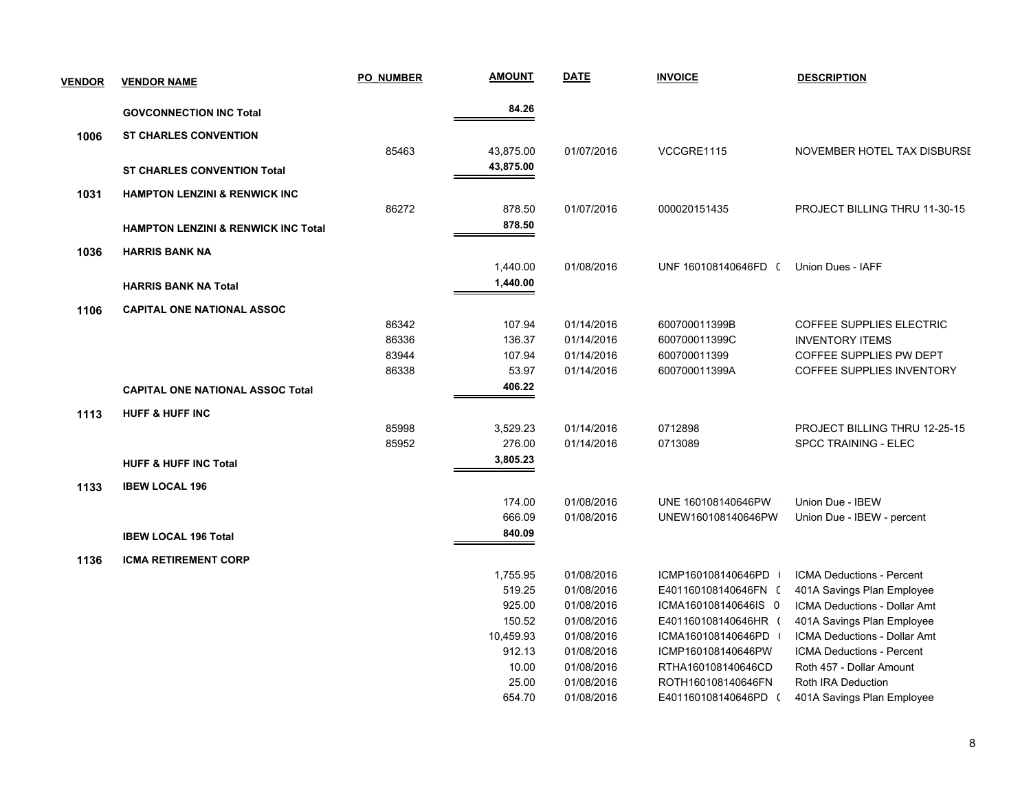| VENDOR | VENDOR NAME | PO_NUMBER | AMOUNT | DATE | INVOICE | DESCRIPTION |
|---|---|---|---|---|---|---|
| | **GOVCONNECTION INC Total** | | **84.26** | | | |
| **1006** | **ST CHARLES CONVENTION** | | | | | |
| | | 85463 | 43,875.00 | 01/07/2016 | VCCGRE1115 | NOVEMBER HOTEL TAX DISBURSE |
| | **ST CHARLES CONVENTION Total** | | **43,875.00** | | | |
| **1031** | **HAMPTON LENZINI & RENWICK INC** | | | | | |
| | | 86272 | 878.50 | 01/07/2016 | 000020151435 | PROJECT BILLING THRU 11-30-15 |
| | **HAMPTON LENZINI & RENWICK INC Total** | | **878.50** | | | |
| **1036** | **HARRIS BANK NA** | | | | | |
| | | | 1,440.00 | 01/08/2016 | UNF 160108140646FD ( | Union Dues - IAFF |
| | **HARRIS BANK NA Total** | | **1,440.00** | | | |
| **1106** | **CAPITAL ONE NATIONAL ASSOC** | | | | | |
| | | 86342 | 107.94 | 01/14/2016 | 600700011399B | COFFEE SUPPLIES ELECTRIC |
| | | 86336 | 136.37 | 01/14/2016 | 600700011399C | INVENTORY ITEMS |
| | | 83944 | 107.94 | 01/14/2016 | 600700011399 | COFFEE SUPPLIES PW DEPT |
| | | 86338 | 53.97 | 01/14/2016 | 600700011399A | COFFEE SUPPLIES INVENTORY |
| | **CAPITAL ONE NATIONAL ASSOC Total** | | **406.22** | | | |
| **1113** | **HUFF & HUFF INC** | | | | | |
| | | 85998 | 3,529.23 | 01/14/2016 | 0712898 | PROJECT BILLING THRU 12-25-15 |
| | | 85952 | 276.00 | 01/14/2016 | 0713089 | SPCC TRAINING - ELEC |
| | **HUFF & HUFF INC Total** | | **3,805.23** | | | |
| **1133** | **IBEW LOCAL 196** | | | | | |
| | | | 174.00 | 01/08/2016 | UNE 160108140646PW | Union Due - IBEW |
| | | | 666.09 | 01/08/2016 | UNEW160108140646PW | Union Due - IBEW - percent |
| | **IBEW LOCAL 196 Total** | | **840.09** | | | |
| **1136** | **ICMA RETIREMENT CORP** | | | | | |
| | | | 1,755.95 | 01/08/2016 | ICMP160108140646PD ( | ICMA Deductions - Percent |
| | | | 519.25 | 01/08/2016 | E401160108140646FN ( | 401A Savings Plan Employee |
| | | | 925.00 | 01/08/2016 | ICMA160108140646IS 0 | ICMA Deductions - Dollar Amt |
| | | | 150.52 | 01/08/2016 | E401160108140646HR ( | 401A Savings Plan Employee |
| | | | 10,459.93 | 01/08/2016 | ICMA160108140646PD ( | ICMA Deductions - Dollar Amt |
| | | | 912.13 | 01/08/2016 | ICMP160108140646PW | ICMA Deductions - Percent |
| | | | 10.00 | 01/08/2016 | RTHA160108140646CD | Roth 457 - Dollar Amount |
| | | | 25.00 | 01/08/2016 | ROTH160108140646FN | Roth IRA Deduction |
| | | | 654.70 | 01/08/2016 | E401160108140646PD ( | 401A Savings Plan Employee |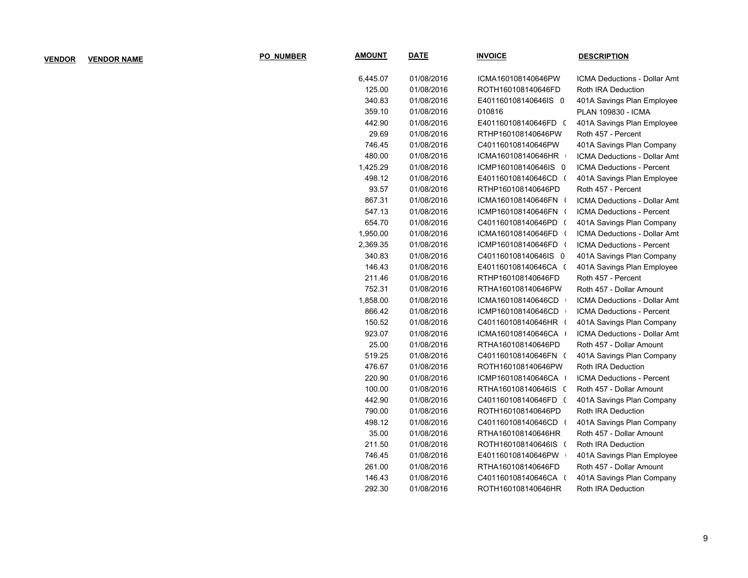| VENDOR | VENDOR NAME | PO_NUMBER | AMOUNT | DATE | INVOICE | DESCRIPTION |
|---|---|---|---|---|---|---|
| | | | 6,445.07 | 01/08/2016 | ICMA160108140646PW | ICMA Deductions - Dollar Amt |
| | | | 125.00 | 01/08/2016 | ROTH160108140646FD | Roth IRA Deduction |
| | | | 340.83 | 01/08/2016 | E401160108140646IS 0 | 401A Savings Plan Employee |
| | | | 359.10 | 01/08/2016 | 010816 | PLAN 109830 - ICMA |
| | | | 442.90 | 01/08/2016 | E401160108140646FD ( | 401A Savings Plan Employee |
| | | | 29.69 | 01/08/2016 | RTHP160108140646PW | Roth 457 - Percent |
| | | | 746.45 | 01/08/2016 | C401160108140646PW | 401A Savings Plan Company |
| | | | 480.00 | 01/08/2016 | ICMA160108140646HR | ICMA Deductions - Dollar Amt |
| | | | 1,425.29 | 01/08/2016 | ICMP160108140646IS 0 | ICMA Deductions - Percent |
| | | | 498.12 | 01/08/2016 | E401160108140646CD ( | 401A Savings Plan Employee |
| | | | 93.57 | 01/08/2016 | RTHP160108140646PD | Roth 457 - Percent |
| | | | 867.31 | 01/08/2016 | ICMA160108140646FN ( | ICMA Deductions - Dollar Amt |
| | | | 547.13 | 01/08/2016 | ICMP160108140646FN ( | ICMA Deductions - Percent |
| | | | 654.70 | 01/08/2016 | C401160108140646PD ( | 401A Savings Plan Company |
| | | | 1,950.00 | 01/08/2016 | ICMA160108140646FD ( | ICMA Deductions - Dollar Amt |
| | | | 2,369.35 | 01/08/2016 | ICMP160108140646FD ( | ICMA Deductions - Percent |
| | | | 340.83 | 01/08/2016 | C401160108140646IS 0 | 401A Savings Plan Company |
| | | | 146.43 | 01/08/2016 | E401160108140646CA ( | 401A Savings Plan Employee |
| | | | 211.46 | 01/08/2016 | RTHP160108140646FD | Roth 457 - Percent |
| | | | 752.31 | 01/08/2016 | RTHA160108140646PW | Roth 457 - Dollar Amount |
| | | | 1,858.00 | 01/08/2016 | ICMA160108140646CD | ICMA Deductions - Dollar Amt |
| | | | 866.42 | 01/08/2016 | ICMP160108140646CD | ICMA Deductions - Percent |
| | | | 150.52 | 01/08/2016 | C401160108140646HR ( | 401A Savings Plan Company |
| | | | 923.07 | 01/08/2016 | ICMA160108140646CA ( | ICMA Deductions - Dollar Amt |
| | | | 25.00 | 01/08/2016 | RTHA160108140646PD | Roth 457 - Dollar Amount |
| | | | 519.25 | 01/08/2016 | C401160108140646FN ( | 401A Savings Plan Company |
| | | | 476.67 | 01/08/2016 | ROTH160108140646PW | Roth IRA Deduction |
| | | | 220.90 | 01/08/2016 | ICMP160108140646CA ( | ICMA Deductions - Percent |
| | | | 100.00 | 01/08/2016 | RTHA160108140646IS ( | Roth 457 - Dollar Amount |
| | | | 442.90 | 01/08/2016 | C401160108140646FD ( | 401A Savings Plan Company |
| | | | 790.00 | 01/08/2016 | ROTH160108140646PD | Roth IRA Deduction |
| | | | 498.12 | 01/08/2016 | C401160108140646CD ( | 401A Savings Plan Company |
| | | | 35.00 | 01/08/2016 | RTHA160108140646HR | Roth 457 - Dollar Amount |
| | | | 211.50 | 01/08/2016 | ROTH160108140646IS ( | Roth IRA Deduction |
| | | | 746.45 | 01/08/2016 | E401160108140646PW | 401A Savings Plan Employee |
| | | | 261.00 | 01/08/2016 | RTHA160108140646FD | Roth 457 - Dollar Amount |
| | | | 146.43 | 01/08/2016 | C401160108140646CA ( | 401A Savings Plan Company |
| | | | 292.30 | 01/08/2016 | ROTH160108140646HR | Roth IRA Deduction |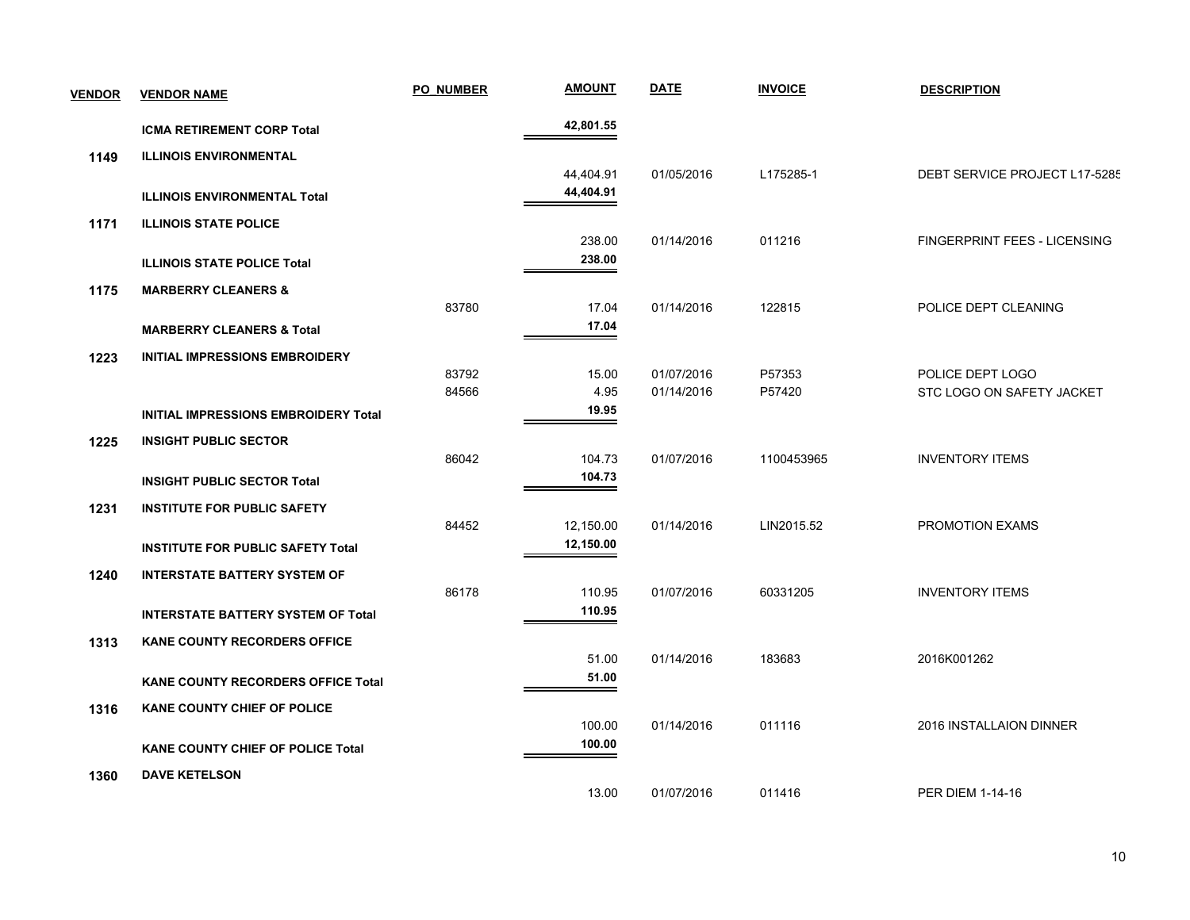| VENDOR | VENDOR NAME | PO_NUMBER | AMOUNT | DATE | INVOICE | DESCRIPTION |
|---|---|---|---|---|---|---|
| | **ICMA RETIREMENT CORP Total** | | **42,801.55** | | | |
| **1149** | **ILLINOIS ENVIRONMENTAL** | | | | | |
| | | | 44,404.91 | 01/05/2016 | L175285-1 | DEBT SERVICE PROJECT L17-5285 |
| | **ILLINOIS ENVIRONMENTAL Total** | | **44,404.91** | | | |
| **1171** | **ILLINOIS STATE POLICE** | | | | | |
| | | | 238.00 | 01/14/2016 | 011216 | FINGERPRINT FEES - LICENSING |
| | **ILLINOIS STATE POLICE Total** | | **238.00** | | | |
| **1175** | **MARBERRY CLEANERS &** | | | | | |
| | | 83780 | 17.04 | 01/14/2016 | 122815 | POLICE DEPT CLEANING |
| | **MARBERRY CLEANERS & Total** | | **17.04** | | | |
| **1223** | **INITIAL IMPRESSIONS EMBROIDERY** | | | | | |
| | | 83792 | 15.00 | 01/07/2016 | P57353 | POLICE DEPT LOGO |
| | | 84566 | 4.95 | 01/14/2016 | P57420 | STC LOGO ON SAFETY JACKET |
| | **INITIAL IMPRESSIONS EMBROIDERY Total** | | **19.95** | | | |
| **1225** | **INSIGHT PUBLIC SECTOR** | | | | | |
| | | 86042 | 104.73 | 01/07/2016 | 1100453965 | INVENTORY ITEMS |
| | **INSIGHT PUBLIC SECTOR Total** | | **104.73** | | | |
| **1231** | **INSTITUTE FOR PUBLIC SAFETY** | | | | | |
| | | 84452 | 12,150.00 | 01/14/2016 | LIN2015.52 | PROMOTION EXAMS |
| | **INSTITUTE FOR PUBLIC SAFETY Total** | | **12,150.00** | | | |
| **1240** | **INTERSTATE BATTERY SYSTEM OF** | | | | | |
| | | 86178 | 110.95 | 01/07/2016 | 60331205 | INVENTORY ITEMS |
| | **INTERSTATE BATTERY SYSTEM OF Total** | | **110.95** | | | |
| **1313** | **KANE COUNTY RECORDERS OFFICE** | | | | | |
| | | | 51.00 | 01/14/2016 | 183683 | 2016K001262 |
| | **KANE COUNTY RECORDERS OFFICE Total** | | **51.00** | | | |
| **1316** | **KANE COUNTY CHIEF OF POLICE** | | | | | |
| | | | 100.00 | 01/14/2016 | 011116 | 2016 INSTALLAION DINNER |
| | **KANE COUNTY CHIEF OF POLICE Total** | | **100.00** | | | |
| **1360** | **DAVE KETELSON** | | | | | |
| | | | 13.00 | 01/07/2016 | 011416 | PER DIEM 1-14-16 |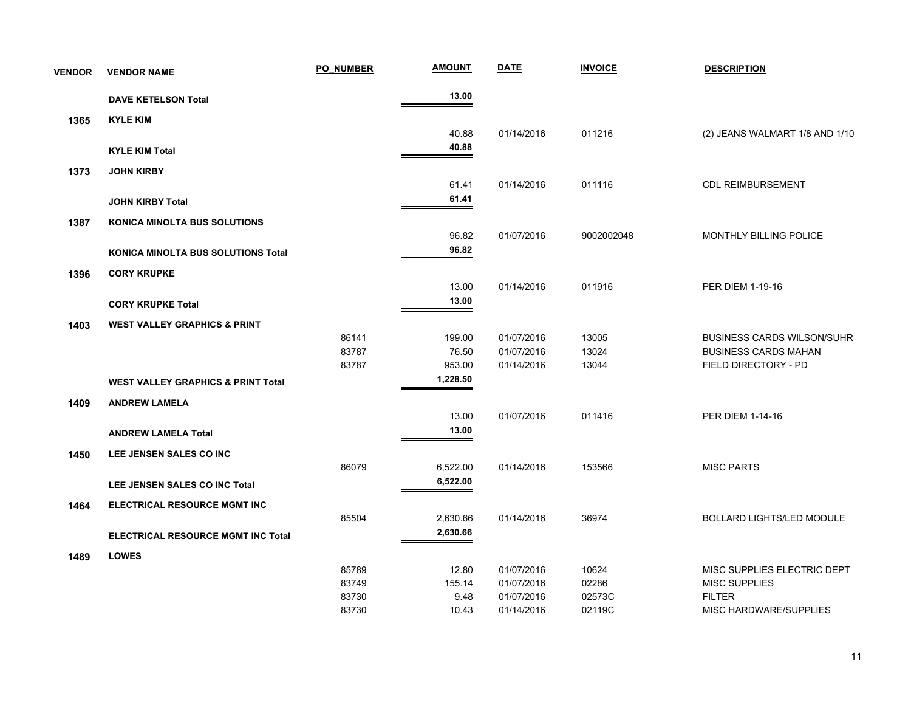| VENDOR | VENDOR NAME | PO_NUMBER | AMOUNT | DATE | INVOICE | DESCRIPTION |
|---|---|---|---|---|---|---|
| | **DAVE KETELSON Total** | | **13.00** | | | |
| **1365** | **KYLE KIM** | | | | | |
| | | | 40.88 | 01/14/2016 | 011216 | (2) JEANS WALMART 1/8 AND 1/10 |
| | **KYLE KIM Total** | | **40.88** | | | |
| **1373** | **JOHN KIRBY** | | | | | |
| | | | 61.41 | 01/14/2016 | 011116 | CDL REIMBURSEMENT |
| | **JOHN KIRBY Total** | | **61.41** | | | |
| **1387** | **KONICA MINOLTA BUS SOLUTIONS** | | | | | |
| | | | 96.82 | 01/07/2016 | 9002002048 | MONTHLY BILLING POLICE |
| | **KONICA MINOLTA BUS SOLUTIONS Total** | | **96.82** | | | |
| **1396** | **CORY KRUPKE** | | | | | |
| | | | 13.00 | 01/14/2016 | 011916 | PER DIEM 1-19-16 |
| | **CORY KRUPKE Total** | | **13.00** | | | |
| **1403** | **WEST VALLEY GRAPHICS & PRINT** | | | | | |
| | | 86141 | 199.00 | 01/07/2016 | 13005 | BUSINESS CARDS WILSON/SUHR |
| | | 83787 | 76.50 | 01/07/2016 | 13024 | BUSINESS CARDS MAHAN |
| | | 83787 | 953.00 | 01/14/2016 | 13044 | FIELD DIRECTORY - PD |
| | **WEST VALLEY GRAPHICS & PRINT Total** | | **1,228.50** | | | |
| **1409** | **ANDREW LAMELA** | | | | | |
| | | | 13.00 | 01/07/2016 | 011416 | PER DIEM 1-14-16 |
| | **ANDREW LAMELA Total** | | **13.00** | | | |
| **1450** | **LEE JENSEN SALES CO INC** | | | | | |
| | | 86079 | 6,522.00 | 01/14/2016 | 153566 | MISC PARTS |
| | **LEE JENSEN SALES CO INC Total** | | **6,522.00** | | | |
| **1464** | **ELECTRICAL RESOURCE MGMT INC** | | | | | |
| | | 85504 | 2,630.66 | 01/14/2016 | 36974 | BOLLARD LIGHTS/LED MODULE |
| | **ELECTRICAL RESOURCE MGMT INC Total** | | **2,630.66** | | | |
| **1489** | **LOWES** | | | | | |
| | | 85789 | 12.80 | 01/07/2016 | 10624 | MISC SUPPLIES ELECTRIC DEPT |
| | | 83749 | 155.14 | 01/07/2016 | 02286 | MISC SUPPLIES |
| | | 83730 | 9.48 | 01/07/2016 | 02573C | FILTER |
| | | 83730 | 10.43 | 01/14/2016 | 02119C | MISC HARDWARE/SUPPLIES |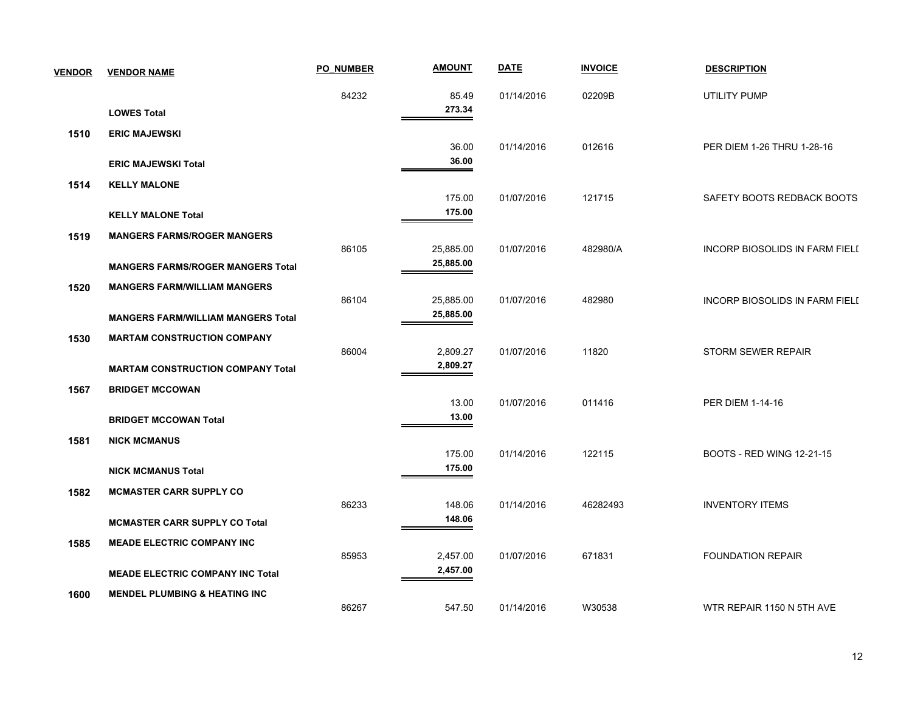| VENDOR | VENDOR NAME | PO_NUMBER | AMOUNT | DATE | INVOICE | DESCRIPTION |
|---|---|---|---|---|---|---|
| | | 84232 | 85.49 | 01/14/2016 | 02209B | UTILITY PUMP |
| | **LOWES Total** | | **273.34** | | | |
| **1510** | **ERIC MAJEWSKI** | | | | | |
| | | | 36.00 | 01/14/2016 | 012616 | PER DIEM 1-26 THRU 1-28-16 |
| | **ERIC MAJEWSKI Total** | | **36.00** | | | |
| **1514** | **KELLY MALONE** | | | | | |
| | | | 175.00 | 01/07/2016 | 121715 | SAFETY BOOTS REDBACK BOOTS |
| | **KELLY MALONE Total** | | **175.00** | | | |
| **1519** | **MANGERS FARMS/ROGER MANGERS** | | | | | |
| | | 86105 | 25,885.00 | 01/07/2016 | 482980/A | INCORP BIOSOLIDS IN FARM FIELI |
| | **MANGERS FARMS/ROGER MANGERS Total** | | **25,885.00** | | | |
| **1520** | **MANGERS FARM/WILLIAM MANGERS** | | | | | |
| | | 86104 | 25,885.00 | 01/07/2016 | 482980 | INCORP BIOSOLIDS IN FARM FIELI |
| | **MANGERS FARM/WILLIAM MANGERS Total** | | **25,885.00** | | | |
| **1530** | **MARTAM CONSTRUCTION COMPANY** | | | | | |
| | | 86004 | 2,809.27 | 01/07/2016 | 11820 | STORM SEWER REPAIR |
| | **MARTAM CONSTRUCTION COMPANY Total** | | **2,809.27** | | | |
| **1567** | **BRIDGET MCCOWAN** | | | | | |
| | | | 13.00 | 01/07/2016 | 011416 | PER DIEM 1-14-16 |
| | **BRIDGET MCCOWAN Total** | | **13.00** | | | |
| **1581** | **NICK MCMANUS** | | | | | |
| | | | 175.00 | 01/14/2016 | 122115 | BOOTS - RED WING 12-21-15 |
| | **NICK MCMANUS Total** | | **175.00** | | | |
| **1582** | **MCMASTER CARR SUPPLY CO** | | | | | |
| | | 86233 | 148.06 | 01/14/2016 | 46282493 | INVENTORY ITEMS |
| | **MCMASTER CARR SUPPLY CO Total** | | **148.06** | | | |
| **1585** | **MEADE ELECTRIC COMPANY INC** | | | | | |
| | | 85953 | 2,457.00 | 01/07/2016 | 671831 | FOUNDATION REPAIR |
| | **MEADE ELECTRIC COMPANY INC Total** | | **2,457.00** | | | |
| **1600** | **MENDEL PLUMBING & HEATING INC** | | | | | |
| | | 86267 | 547.50 | 01/14/2016 | W30538 | WTR REPAIR 1150 N 5TH AVE |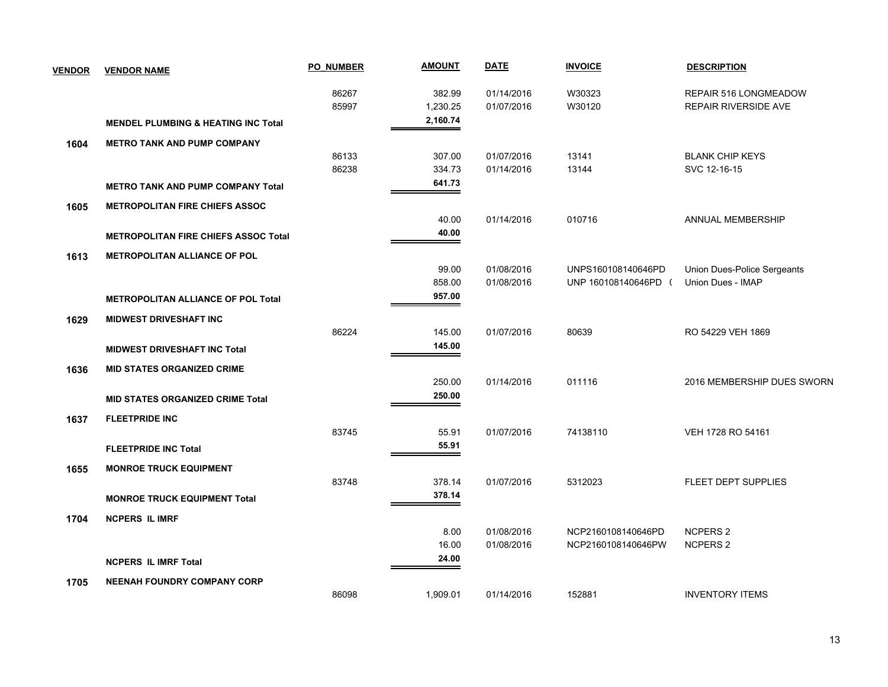| VENDOR | VENDOR NAME | PO_NUMBER | AMOUNT | DATE | INVOICE | DESCRIPTION |
|---|---|---|---|---|---|---|
| | | 86267 | 382.99 | 01/14/2016 | W30323 | REPAIR 516 LONGMEADOW |
| | | 85997 | 1,230.25 | 01/07/2016 | W30120 | REPAIR RIVERSIDE AVE |
| | **MENDEL PLUMBING & HEATING INC Total** | | **2,160.74** | | | |
| **1604** | **METRO TANK AND PUMP COMPANY** | | | | | |
| | | 86133 | 307.00 | 01/07/2016 | 13141 | BLANK CHIP KEYS |
| | | 86238 | 334.73 | 01/14/2016 | 13144 | SVC 12-16-15 |
| | **METRO TANK AND PUMP COMPANY Total** | | **641.73** | | | |
| **1605** | **METROPOLITAN FIRE CHIEFS ASSOC** | | | | | |
| | | | 40.00 | 01/14/2016 | 010716 | ANNUAL MEMBERSHIP |
| | **METROPOLITAN FIRE CHIEFS ASSOC Total** | | **40.00** | | | |
| **1613** | **METROPOLITAN ALLIANCE OF POL** | | | | | |
| | | | 99.00 | 01/08/2016 | UNPS160108140646PD | Union Dues-Police Sergeants |
| | | | 858.00 | 01/08/2016 | UNP 160108140646PD ( | Union Dues - IMAP |
| | **METROPOLITAN ALLIANCE OF POL Total** | | **957.00** | | | |
| **1629** | **MIDWEST DRIVESHAFT INC** | | | | | |
| | | 86224 | 145.00 | 01/07/2016 | 80639 | RO 54229 VEH 1869 |
| | **MIDWEST DRIVESHAFT INC Total** | | **145.00** | | | |
| **1636** | **MID STATES ORGANIZED CRIME** | | | | | |
| | | | 250.00 | 01/14/2016 | 011116 | 2016 MEMBERSHIP DUES SWORN |
| | **MID STATES ORGANIZED CRIME Total** | | **250.00** | | | |
| **1637** | **FLEETPRIDE INC** | | | | | |
| | | 83745 | 55.91 | 01/07/2016 | 74138110 | VEH 1728 RO 54161 |
| | **FLEETPRIDE INC Total** | | **55.91** | | | |
| **1655** | **MONROE TRUCK EQUIPMENT** | | | | | |
| | | 83748 | 378.14 | 01/07/2016 | 5312023 | FLEET DEPT SUPPLIES |
| | **MONROE TRUCK EQUIPMENT Total** | | **378.14** | | | |
| **1704** | **NCPERS IL IMRF** | | | | | |
| | | | 8.00 | 01/08/2016 | NCP2160108140646PD | NCPERS 2 |
| | | | 16.00 | 01/08/2016 | NCP2160108140646PW | NCPERS 2 |
| | **NCPERS IL IMRF Total** | | **24.00** | | | |
| **1705** | **NEENAH FOUNDRY COMPANY CORP** | | | | | |
| | | 86098 | 1,909.01 | 01/14/2016 | 152881 | INVENTORY ITEMS |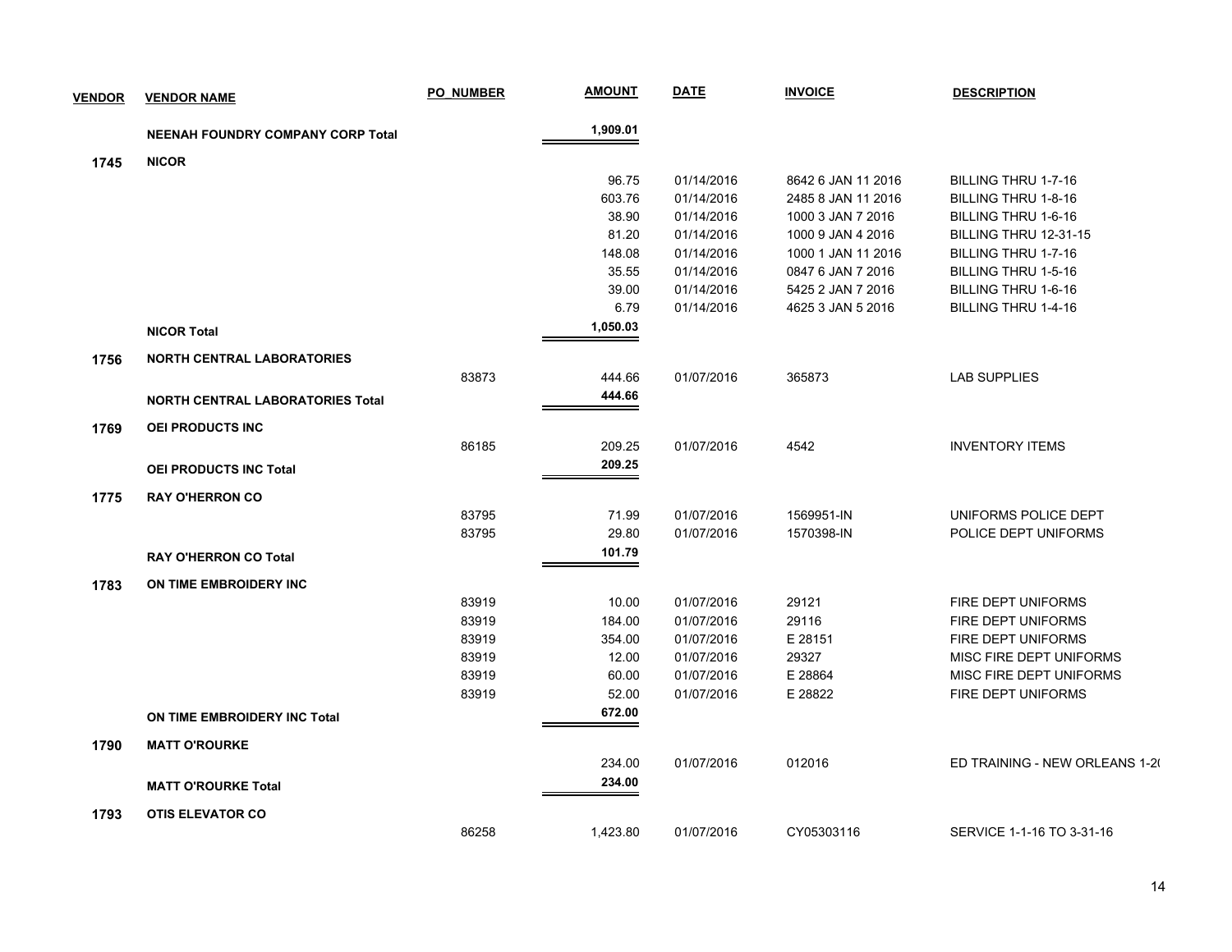| VENDOR | VENDOR NAME | PO_NUMBER | AMOUNT | DATE | INVOICE | DESCRIPTION |
|---|---|---|---|---|---|---|
| | **NEENAH FOUNDRY COMPANY CORP Total** | | **1,909.01** | | | |
| **1745** | **NICOR** | | | | | |
| | | | 96.75 | 01/14/2016 | 8642 6 JAN 11 2016 | BILLING THRU 1-7-16 |
| | | | 603.76 | 01/14/2016 | 2485 8 JAN 11 2016 | BILLING THRU 1-8-16 |
| | | | 38.90 | 01/14/2016 | 1000 3 JAN 7 2016 | BILLING THRU 1-6-16 |
| | | | 81.20 | 01/14/2016 | 1000 9 JAN 4 2016 | BILLING THRU 12-31-15 |
| | | | 148.08 | 01/14/2016 | 1000 1 JAN 11 2016 | BILLING THRU 1-7-16 |
| | | | 35.55 | 01/14/2016 | 0847 6 JAN 7 2016 | BILLING THRU 1-5-16 |
| | | | 39.00 | 01/14/2016 | 5425 2 JAN 7 2016 | BILLING THRU 1-6-16 |
| | | | 6.79 | 01/14/2016 | 4625 3 JAN 5 2016 | BILLING THRU 1-4-16 |
| | **NICOR Total** | | **1,050.03** | | | |
| **1756** | **NORTH CENTRAL LABORATORIES** | | | | | |
| | | 83873 | 444.66 | 01/07/2016 | 365873 | LAB SUPPLIES |
| | **NORTH CENTRAL LABORATORIES Total** | | **444.66** | | | |
| **1769** | **OEI PRODUCTS INC** | | | | | |
| | | 86185 | 209.25 | 01/07/2016 | 4542 | INVENTORY ITEMS |
| | **OEI PRODUCTS INC Total** | | **209.25** | | | |
| **1775** | **RAY O'HERRON CO** | | | | | |
| | | 83795 | 71.99 | 01/07/2016 | 1569951-IN | UNIFORMS POLICE DEPT |
| | | 83795 | 29.80 | 01/07/2016 | 1570398-IN | POLICE DEPT UNIFORMS |
| | **RAY O'HERRON CO Total** | | **101.79** | | | |
| **1783** | **ON TIME EMBROIDERY INC** | | | | | |
| | | 83919 | 10.00 | 01/07/2016 | 29121 | FIRE DEPT UNIFORMS |
| | | 83919 | 184.00 | 01/07/2016 | 29116 | FIRE DEPT UNIFORMS |
| | | 83919 | 354.00 | 01/07/2016 | E 28151 | FIRE DEPT UNIFORMS |
| | | 83919 | 12.00 | 01/07/2016 | 29327 | MISC FIRE DEPT UNIFORMS |
| | | 83919 | 60.00 | 01/07/2016 | E 28864 | MISC FIRE DEPT UNIFORMS |
| | | 83919 | 52.00 | 01/07/2016 | E 28822 | FIRE DEPT UNIFORMS |
| | **ON TIME EMBROIDERY INC Total** | | **672.00** | | | |
| **1790** | **MATT O'ROURKE** | | | | | |
| | | | 234.00 | 01/07/2016 | 012016 | ED TRAINING - NEW ORLEANS 1-2( |
| | **MATT O'ROURKE Total** | | **234.00** | | | |
| **1793** | **OTIS ELEVATOR CO** | | | | | |
| | | 86258 | 1,423.80 | 01/07/2016 | CY05303116 | SERVICE 1-1-16 TO 3-31-16 |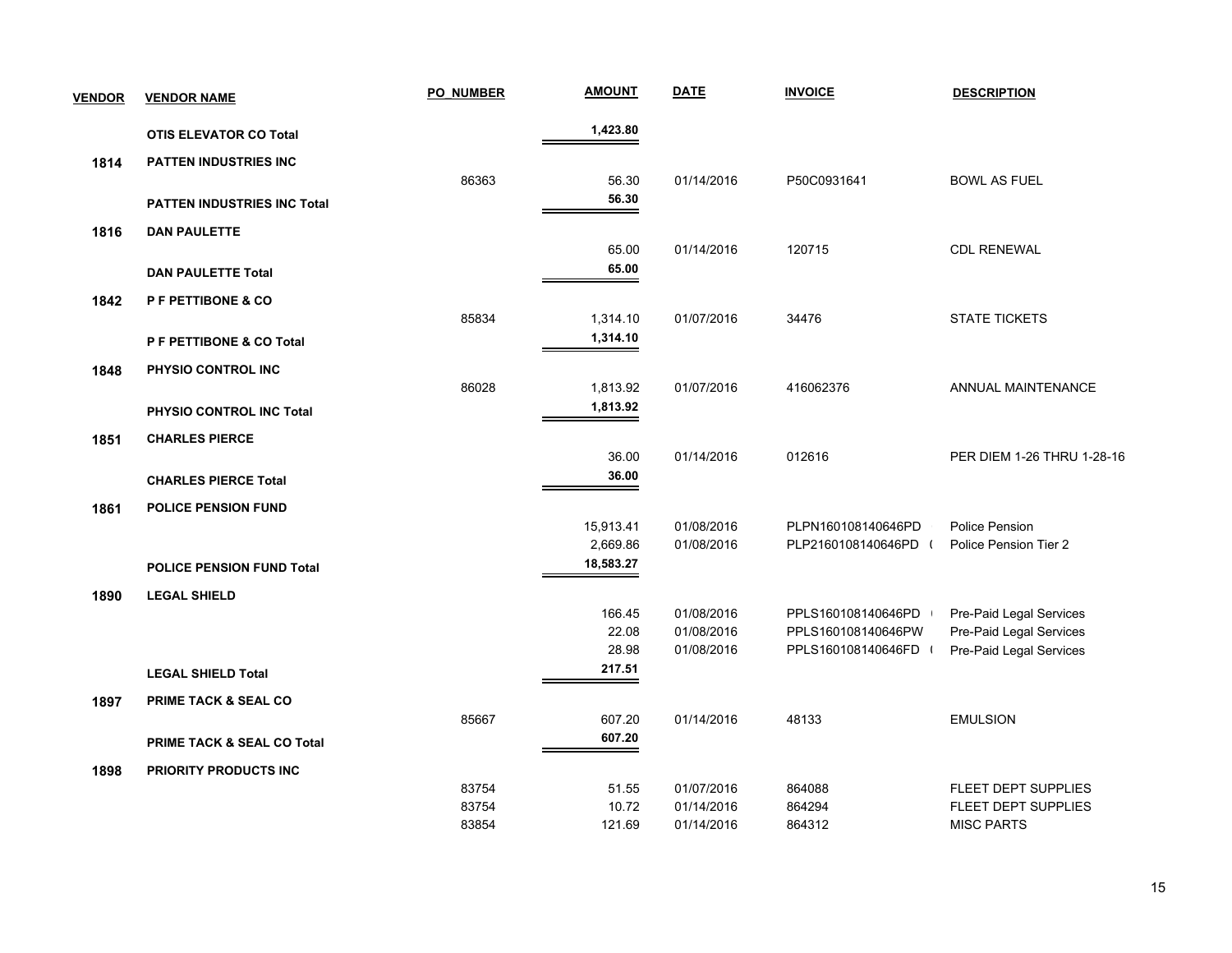| VENDOR | VENDOR NAME | PO_NUMBER | AMOUNT | DATE | INVOICE | DESCRIPTION |
|---|---|---|---|---|---|---|
| | **OTIS ELEVATOR CO Total** | | **1,423.80** | | | |
| **1814** | **PATTEN INDUSTRIES INC** | | | | | |
| | | 86363 | 56.30 | 01/14/2016 | P50C0931641 | BOWL AS FUEL |
| | **PATTEN INDUSTRIES INC Total** | | **56.30** | | | |
| **1816** | **DAN PAULETTE** | | | | | |
| | | | 65.00 | 01/14/2016 | 120715 | CDL RENEWAL |
| | **DAN PAULETTE Total** | | **65.00** | | | |
| **1842** | **P F PETTIBONE & CO** | | | | | |
| | | 85834 | 1,314.10 | 01/07/2016 | 34476 | STATE TICKETS |
| | **P F PETTIBONE & CO Total** | | **1,314.10** | | | |
| **1848** | **PHYSIO CONTROL INC** | | | | | |
| | | 86028 | 1,813.92 | 01/07/2016 | 416062376 | ANNUAL MAINTENANCE |
| | **PHYSIO CONTROL INC Total** | | **1,813.92** | | | |
| **1851** | **CHARLES PIERCE** | | | | | |
| | | | 36.00 | 01/14/2016 | 012616 | PER DIEM 1-26 THRU 1-28-16 |
| | **CHARLES PIERCE Total** | | **36.00** | | | |
| **1861** | **POLICE PENSION FUND** | | | | | |
| | | | 15,913.41 | 01/08/2016 | PLPN160108140646PD | Police Pension |
| | | | 2,669.86 | 01/08/2016 | PLP2160108140646PD ( | Police Pension Tier 2 |
| | **POLICE PENSION FUND Total** | | **18,583.27** | | | |
| **1890** | **LEGAL SHIELD** | | | | | |
| | | | 166.45 | 01/08/2016 | PPLS160108140646PD | Pre-Paid Legal Services |
| | | | 22.08 | 01/08/2016 | PPLS160108140646PW | Pre-Paid Legal Services |
| | | | 28.98 | 01/08/2016 | PPLS160108140646FD ( | Pre-Paid Legal Services |
| | **LEGAL SHIELD Total** | | **217.51** | | | |
| **1897** | **PRIME TACK & SEAL CO** | | | | | |
| | | 85667 | 607.20 | 01/14/2016 | 48133 | EMULSION |
| | **PRIME TACK & SEAL CO Total** | | **607.20** | | | |
| **1898** | **PRIORITY PRODUCTS INC** | | | | | |
| | | 83754 | 51.55 | 01/07/2016 | 864088 | FLEET DEPT SUPPLIES |
| | | 83754 | 10.72 | 01/14/2016 | 864294 | FLEET DEPT SUPPLIES |
| | | 83854 | 121.69 | 01/14/2016 | 864312 | MISC PARTS |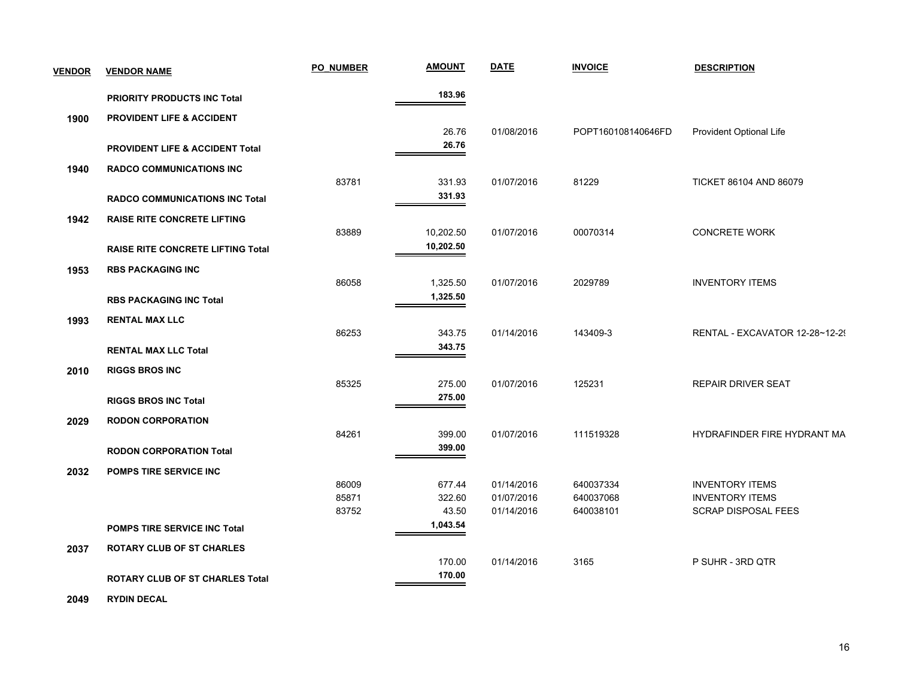| VENDOR | VENDOR NAME | PO_NUMBER | AMOUNT | DATE | INVOICE | DESCRIPTION |
|---|---|---|---|---|---|---|
| | **PRIORITY PRODUCTS INC Total** | | **183.96** | | | |
| **1900** | **PROVIDENT LIFE & ACCIDENT** | | | | | |
| | | | 26.76 | 01/08/2016 | POPT160108140646FD | Provident Optional Life |
| | **PROVIDENT LIFE & ACCIDENT Total** | | **26.76** | | | |
| **1940** | **RADCO COMMUNICATIONS INC** | | | | | |
| | | 83781 | 331.93 | 01/07/2016 | 81229 | TICKET 86104 AND 86079 |
| | **RADCO COMMUNICATIONS INC Total** | | **331.93** | | | |
| **1942** | **RAISE RITE CONCRETE LIFTING** | | | | | |
| | | 83889 | 10,202.50 | 01/07/2016 | 00070314 | CONCRETE WORK |
| | **RAISE RITE CONCRETE LIFTING Total** | | **10,202.50** | | | |
| **1953** | **RBS PACKAGING INC** | | | | | |
| | | 86058 | 1,325.50 | 01/07/2016 | 2029789 | INVENTORY ITEMS |
| | **RBS PACKAGING INC Total** | | **1,325.50** | | | |
| **1993** | **RENTAL MAX LLC** | | | | | |
| | | 86253 | 343.75 | 01/14/2016 | 143409-3 | RENTAL - EXCAVATOR 12-28~12-29 |
| | **RENTAL MAX LLC Total** | | **343.75** | | | |
| **2010** | **RIGGS BROS INC** | | | | | |
| | | 85325 | 275.00 | 01/07/2016 | 125231 | REPAIR DRIVER SEAT |
| | **RIGGS BROS INC Total** | | **275.00** | | | |
| **2029** | **RODON CORPORATION** | | | | | |
| | | 84261 | 399.00 | 01/07/2016 | 111519328 | HYDRAFINDER FIRE HYDRANT MA |
| | **RODON CORPORATION Total** | | **399.00** | | | |
| **2032** | **POMPS TIRE SERVICE INC** | | | | | |
| | | 86009 | 677.44 | 01/14/2016 | 640037334 | INVENTORY ITEMS |
| | | 85871 | 322.60 | 01/07/2016 | 640037068 | INVENTORY ITEMS |
| | | 83752 | 43.50 | 01/14/2016 | 640038101 | SCRAP DISPOSAL FEES |
| | **POMPS TIRE SERVICE INC Total** | | **1,043.54** | | | |
| **2037** | **ROTARY CLUB OF ST CHARLES** | | | | | |
| | | | 170.00 | 01/14/2016 | 3165 | P SUHR - 3RD QTR |
| | **ROTARY CLUB OF ST CHARLES Total** | | **170.00** | | | |
| **2049** | **RYDIN DECAL** | | | | | |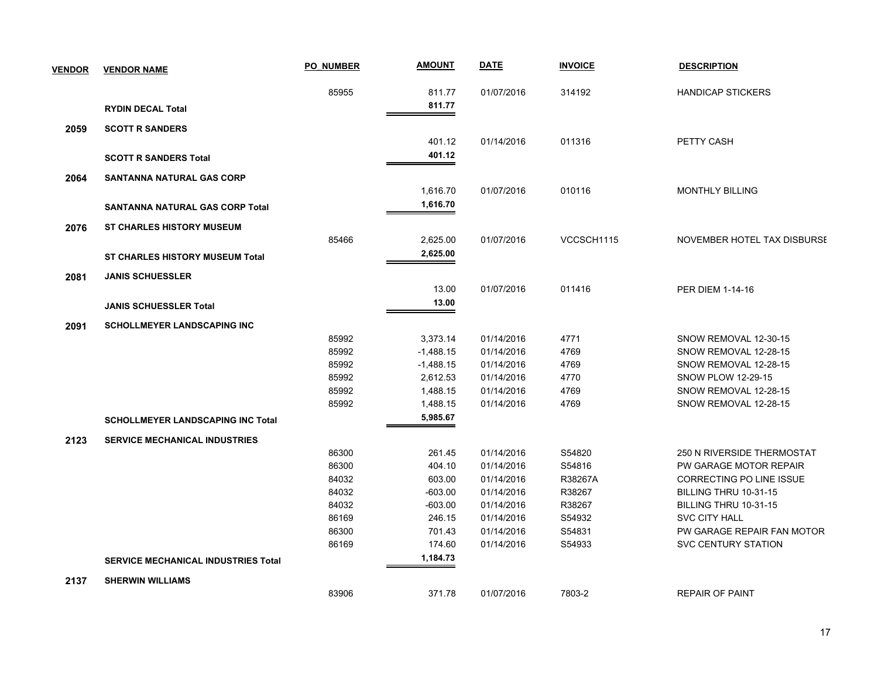| VENDOR | VENDOR NAME | PO_NUMBER | AMOUNT | DATE | INVOICE | DESCRIPTION |
|---|---|---|---|---|---|---|
| | | 85955 | 811.77 | 01/07/2016 | 314192 | HANDICAP STICKERS |
| | **RYDIN DECAL Total** | | **811.77** | | | |
| **2059** | **SCOTT R SANDERS** | | | | | |
| | | | 401.12 | 01/14/2016 | 011316 | PETTY CASH |
| | **SCOTT R SANDERS Total** | | **401.12** | | | |
| **2064** | **SANTANNA NATURAL GAS CORP** | | | | | |
| | | | 1,616.70 | 01/07/2016 | 010116 | MONTHLY BILLING |
| | **SANTANNA NATURAL GAS CORP Total** | | **1,616.70** | | | |
| **2076** | **ST CHARLES HISTORY MUSEUM** | | | | | |
| | | 85466 | 2,625.00 | 01/07/2016 | VCCSCH1115 | NOVEMBER HOTEL TAX DISBURSE |
| | **ST CHARLES HISTORY MUSEUM Total** | | **2,625.00** | | | |
| **2081** | **JANIS SCHUESSLER** | | | | | |
| | | | 13.00 | 01/07/2016 | 011416 | PER DIEM 1-14-16 |
| | **JANIS SCHUESSLER Total** | | **13.00** | | | |
| **2091** | **SCHOLLMEYER LANDSCAPING INC** | | | | | |
| | | 85992 | 3,373.14 | 01/14/2016 | 4771 | SNOW REMOVAL 12-30-15 |
| | | 85992 | -1,488.15 | 01/14/2016 | 4769 | SNOW REMOVAL 12-28-15 |
| | | 85992 | -1,488.15 | 01/14/2016 | 4769 | SNOW REMOVAL 12-28-15 |
| | | 85992 | 2,612.53 | 01/14/2016 | 4770 | SNOW PLOW 12-29-15 |
| | | 85992 | 1,488.15 | 01/14/2016 | 4769 | SNOW REMOVAL 12-28-15 |
| | | 85992 | 1,488.15 | 01/14/2016 | 4769 | SNOW REMOVAL 12-28-15 |
| | **SCHOLLMEYER LANDSCAPING INC Total** | | **5,985.67** | | | |
| **2123** | **SERVICE MECHANICAL INDUSTRIES** | | | | | |
| | | 86300 | 261.45 | 01/14/2016 | S54820 | 250 N RIVERSIDE THERMOSTAT |
| | | 86300 | 404.10 | 01/14/2016 | S54816 | PW GARAGE MOTOR REPAIR |
| | | 84032 | 603.00 | 01/14/2016 | R38267A | CORRECTING PO LINE ISSUE |
| | | 84032 | -603.00 | 01/14/2016 | R38267 | BILLING THRU 10-31-15 |
| | | 84032 | -603.00 | 01/14/2016 | R38267 | BILLING THRU 10-31-15 |
| | | 86169 | 246.15 | 01/14/2016 | S54932 | SVC CITY HALL |
| | | 86300 | 701.43 | 01/14/2016 | S54831 | PW GARAGE REPAIR FAN MOTOR |
| | | 86169 | 174.60 | 01/14/2016 | S54933 | SVC CENTURY STATION |
| | **SERVICE MECHANICAL INDUSTRIES Total** | | **1,184.73** | | | |
| **2137** | **SHERWIN WILLIAMS** | | | | | |
| | | 83906 | 371.78 | 01/07/2016 | 7803-2 | REPAIR OF PAINT |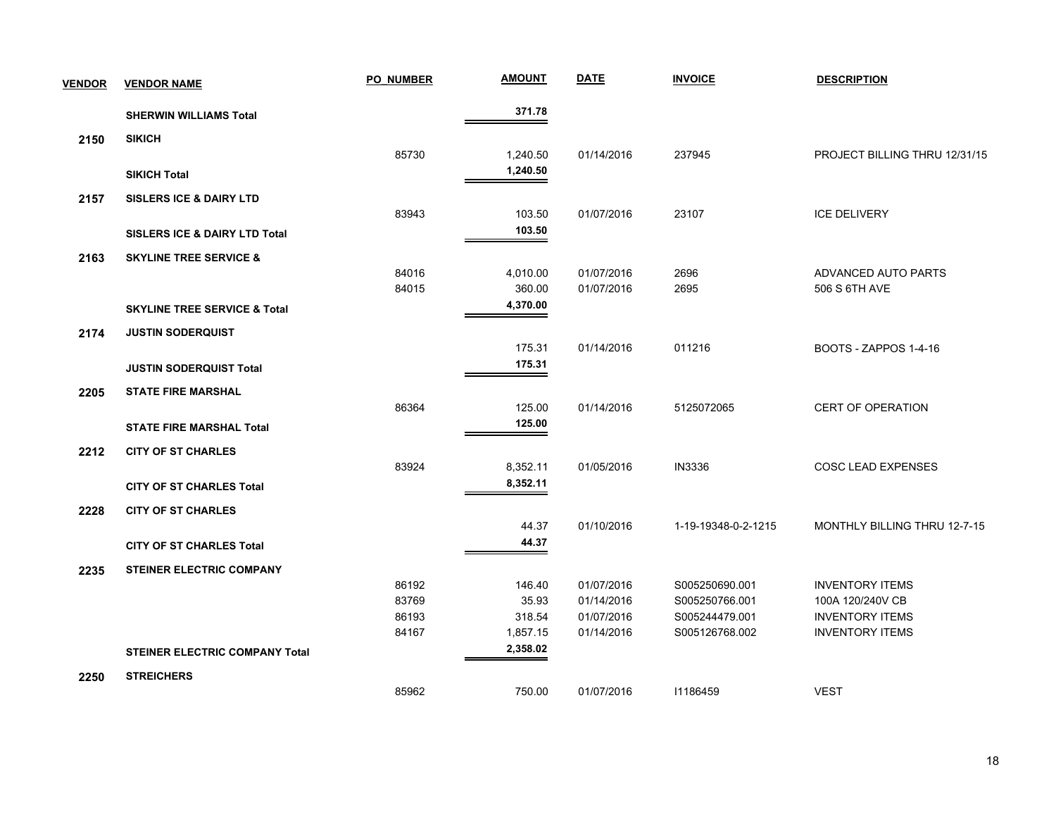| VENDOR | VENDOR NAME | PO_NUMBER | AMOUNT | DATE | INVOICE | DESCRIPTION |
|---|---|---|---|---|---|---|
| | **SHERWIN WILLIAMS Total** | | **371.78** | | | |
| **2150** | **SIKICH** | | | | | |
| | | 85730 | 1,240.50 | 01/14/2016 | 237945 | PROJECT BILLING THRU 12/31/15 |
| | **SIKICH Total** | | **1,240.50** | | | |
| **2157** | **SISLERS ICE & DAIRY LTD** | | | | | |
| | | 83943 | 103.50 | 01/07/2016 | 23107 | ICE DELIVERY |
| | **SISLERS ICE & DAIRY LTD Total** | | **103.50** | | | |
| **2163** | **SKYLINE TREE SERVICE &** | | | | | |
| | | 84016 | 4,010.00 | 01/07/2016 | 2696 | ADVANCED AUTO PARTS |
| | | 84015 | 360.00 | 01/07/2016 | 2695 | 506 S 6TH AVE |
| | **SKYLINE TREE SERVICE & Total** | | **4,370.00** | | | |
| **2174** | **JUSTIN SODERQUIST** | | | | | |
| | | | 175.31 | 01/14/2016 | 011216 | BOOTS - ZAPPOS 1-4-16 |
| | **JUSTIN SODERQUIST Total** | | **175.31** | | | |
| **2205** | **STATE FIRE MARSHAL** | | | | | |
| | | 86364 | 125.00 | 01/14/2016 | 5125072065 | CERT OF OPERATION |
| | **STATE FIRE MARSHAL Total** | | **125.00** | | | |
| **2212** | **CITY OF ST CHARLES** | | | | | |
| | | 83924 | 8,352.11 | 01/05/2016 | IN3336 | COSC LEAD EXPENSES |
| | **CITY OF ST CHARLES Total** | | **8,352.11** | | | |
| **2228** | **CITY OF ST CHARLES** | | | | | |
| | | | 44.37 | 01/10/2016 | 1-19-19348-0-2-1215 | MONTHLY BILLING THRU 12-7-15 |
| | **CITY OF ST CHARLES Total** | | **44.37** | | | |
| **2235** | **STEINER ELECTRIC COMPANY** | | | | | |
| | | 86192 | 146.40 | 01/07/2016 | S005250690.001 | INVENTORY ITEMS |
| | | 83769 | 35.93 | 01/14/2016 | S005250766.001 | 100A 120/240V CB |
| | | 86193 | 318.54 | 01/07/2016 | S005244479.001 | INVENTORY ITEMS |
| | | 84167 | 1,857.15 | 01/14/2016 | S005126768.002 | INVENTORY ITEMS |
| | **STEINER ELECTRIC COMPANY Total** | | **2,358.02** | | | |
| **2250** | **STREICHERS** | | | | | |
| | | 85962 | 750.00 | 01/07/2016 | I1186459 | VEST |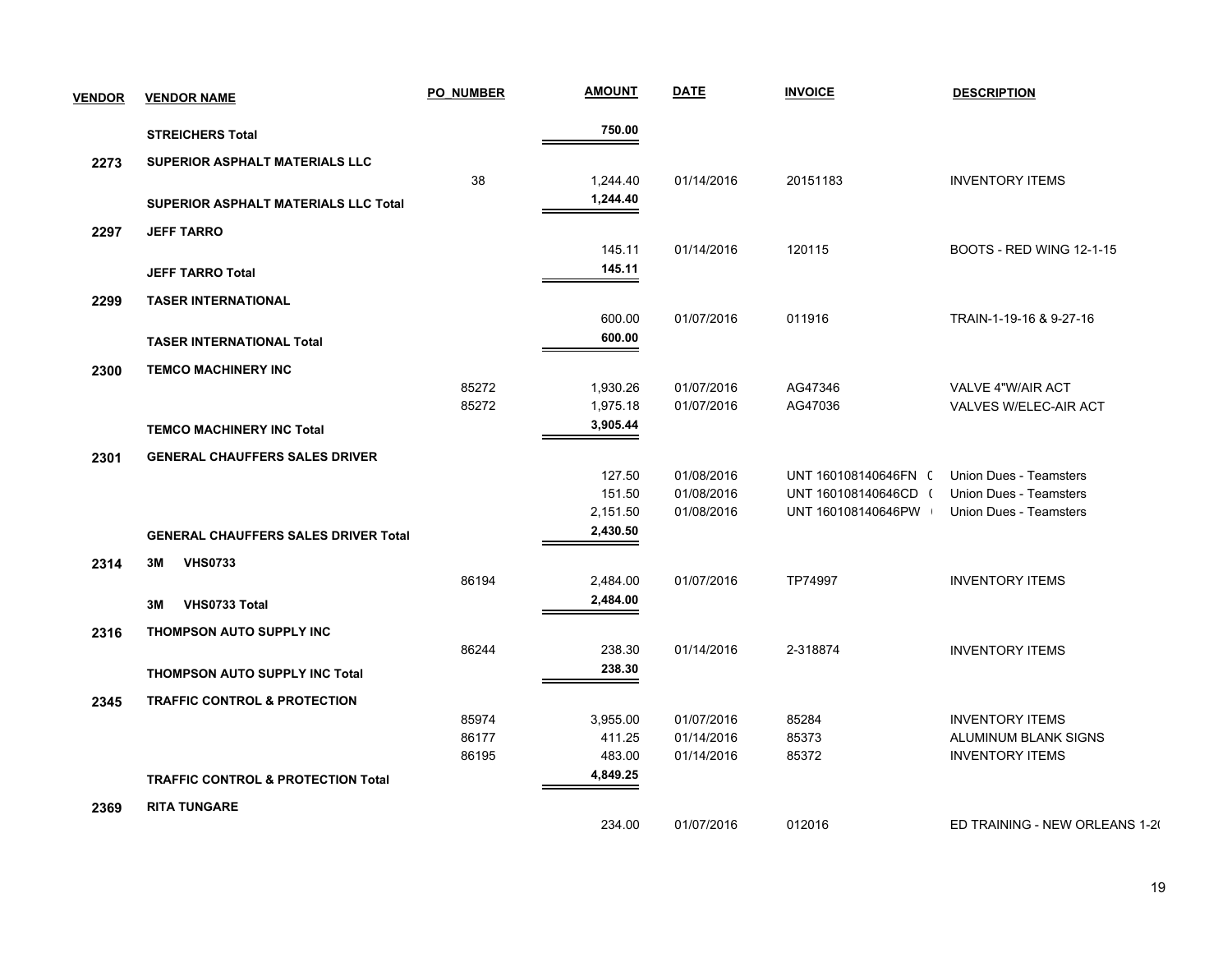| VENDOR | VENDOR NAME | PO_NUMBER | AMOUNT | DATE | INVOICE | DESCRIPTION |
|---|---|---|---|---|---|---|
| | **STREICHERS Total** | | **750.00** | | | |
| **2273** | **SUPERIOR ASPHALT MATERIALS LLC** | | | | | |
| | | 38 | 1,244.40 | 01/14/2016 | 20151183 | INVENTORY ITEMS |
| | **SUPERIOR ASPHALT MATERIALS LLC Total** | | **1,244.40** | | | |
| **2297** | **JEFF TARRO** | | | | | |
| | | | 145.11 | 01/14/2016 | 120115 | BOOTS - RED WING 12-1-15 |
| | **JEFF TARRO Total** | | **145.11** | | | |
| **2299** | **TASER INTERNATIONAL** | | | | | |
| | | | 600.00 | 01/07/2016 | 011916 | TRAIN-1-19-16 & 9-27-16 |
| | **TASER INTERNATIONAL Total** | | **600.00** | | | |
| **2300** | **TEMCO MACHINERY INC** | | | | | |
| | | 85272 | 1,930.26 | 01/07/2016 | AG47346 | VALVE 4"W/AIR ACT |
| | | 85272 | 1,975.18 | 01/07/2016 | AG47036 | VALVES W/ELEC-AIR ACT |
| | **TEMCO MACHINERY INC Total** | | **3,905.44** | | | |
| **2301** | **GENERAL CHAUFFERS SALES DRIVER** | | | | | |
| | | | 127.50 | 01/08/2016 | UNT 160108140646FN ( | Union Dues - Teamsters |
| | | | 151.50 | 01/08/2016 | UNT 160108140646CD ( | Union Dues - Teamsters |
| | | | 2,151.50 | 01/08/2016 | UNT 160108140646PW | Union Dues - Teamsters |
| | **GENERAL CHAUFFERS SALES DRIVER Total** | | **2,430.50** | | | |
| **2314** | **3M VHS0733** | | | | | |
| | | 86194 | 2,484.00 | 01/07/2016 | TP74997 | INVENTORY ITEMS |
| | **3M VHS0733 Total** | | **2,484.00** | | | |
| **2316** | **THOMPSON AUTO SUPPLY INC** | | | | | |
| | | 86244 | 238.30 | 01/14/2016 | 2-318874 | INVENTORY ITEMS |
| | **THOMPSON AUTO SUPPLY INC Total** | | **238.30** | | | |
| **2345** | **TRAFFIC CONTROL & PROTECTION** | | | | | |
| | | 85974 | 3,955.00 | 01/07/2016 | 85284 | INVENTORY ITEMS |
| | | 86177 | 411.25 | 01/14/2016 | 85373 | ALUMINUM BLANK SIGNS |
| | | 86195 | 483.00 | 01/14/2016 | 85372 | INVENTORY ITEMS |
| | **TRAFFIC CONTROL & PROTECTION Total** | | **4,849.25** | | | |
| **2369** | **RITA TUNGARE** | | | | | |
| | | | 234.00 | 01/07/2016 | 012016 | ED TRAINING - NEW ORLEANS 1-2( |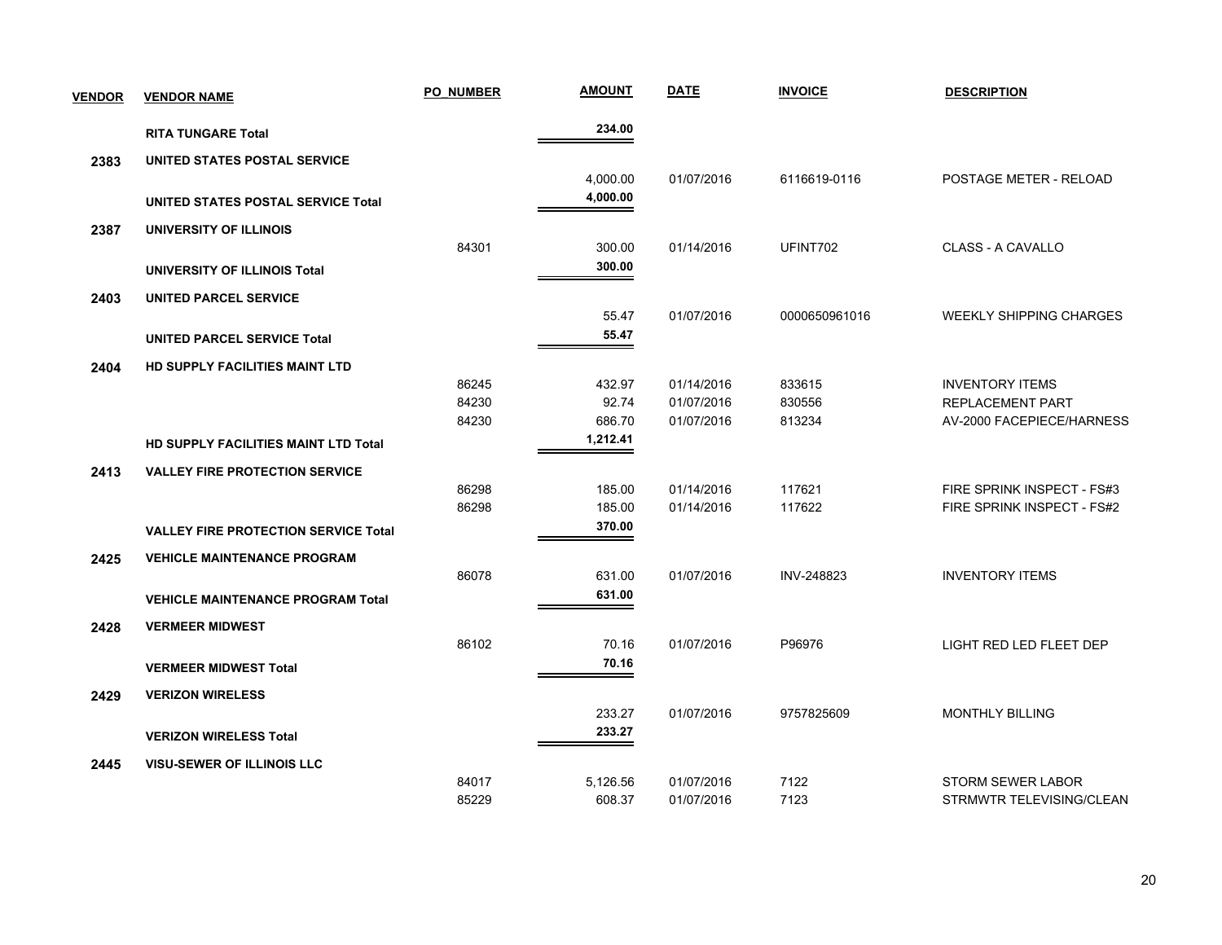| VENDOR | VENDOR NAME | PO_NUMBER | AMOUNT | DATE | INVOICE | DESCRIPTION |
|---|---|---|---|---|---|---|
| | **RITA TUNGARE Total** | | **234.00** | | | |
| 2383 | **UNITED STATES POSTAL SERVICE** | | | | | |
| | | | 4,000.00 | 01/07/2016 | 6116619-0116 | POSTAGE METER - RELOAD |
| | **UNITED STATES POSTAL SERVICE Total** | | **4,000.00** | | | |
| 2387 | **UNIVERSITY OF ILLINOIS** | | | | | |
| | | 84301 | 300.00 | 01/14/2016 | UFINT702 | CLASS - A CAVALLO |
| | **UNIVERSITY OF ILLINOIS Total** | | **300.00** | | | |
| 2403 | **UNITED PARCEL SERVICE** | | | | | |
| | | | 55.47 | 01/07/2016 | 0000650961016 | WEEKLY SHIPPING CHARGES |
| | **UNITED PARCEL SERVICE Total** | | **55.47** | | | |
| 2404 | **HD SUPPLY FACILITIES MAINT LTD** | | | | | |
| | | 86245 | 432.97 | 01/14/2016 | 833615 | INVENTORY ITEMS |
| | | 84230 | 92.74 | 01/07/2016 | 830556 | REPLACEMENT PART |
| | | 84230 | 686.70 | 01/07/2016 | 813234 | AV-2000 FACEPIECE/HARNESS |
| | **HD SUPPLY FACILITIES MAINT LTD Total** | | **1,212.41** | | | |
| 2413 | **VALLEY FIRE PROTECTION SERVICE** | | | | | |
| | | 86298 | 185.00 | 01/14/2016 | 117621 | FIRE SPRINK INSPECT - FS#3 |
| | | 86298 | 185.00 | 01/14/2016 | 117622 | FIRE SPRINK INSPECT - FS#2 |
| | **VALLEY FIRE PROTECTION SERVICE Total** | | **370.00** | | | |
| 2425 | **VEHICLE MAINTENANCE PROGRAM** | | | | | |
| | | 86078 | 631.00 | 01/07/2016 | INV-248823 | INVENTORY ITEMS |
| | **VEHICLE MAINTENANCE PROGRAM Total** | | **631.00** | | | |
| 2428 | **VERMEER MIDWEST** | | | | | |
| | | 86102 | 70.16 | 01/07/2016 | P96976 | LIGHT RED LED FLEET DEP |
| | **VERMEER MIDWEST Total** | | **70.16** | | | |
| 2429 | **VERIZON WIRELESS** | | | | | |
| | | | 233.27 | 01/07/2016 | 9757825609 | MONTHLY BILLING |
| | **VERIZON WIRELESS Total** | | **233.27** | | | |
| 2445 | **VISU-SEWER OF ILLINOIS LLC** | | | | | |
| | | 84017 | 5,126.56 | 01/07/2016 | 7122 | STORM SEWER LABOR |
| | | 85229 | 608.37 | 01/07/2016 | 7123 | STRMWTR TELEVISING/CLEAN |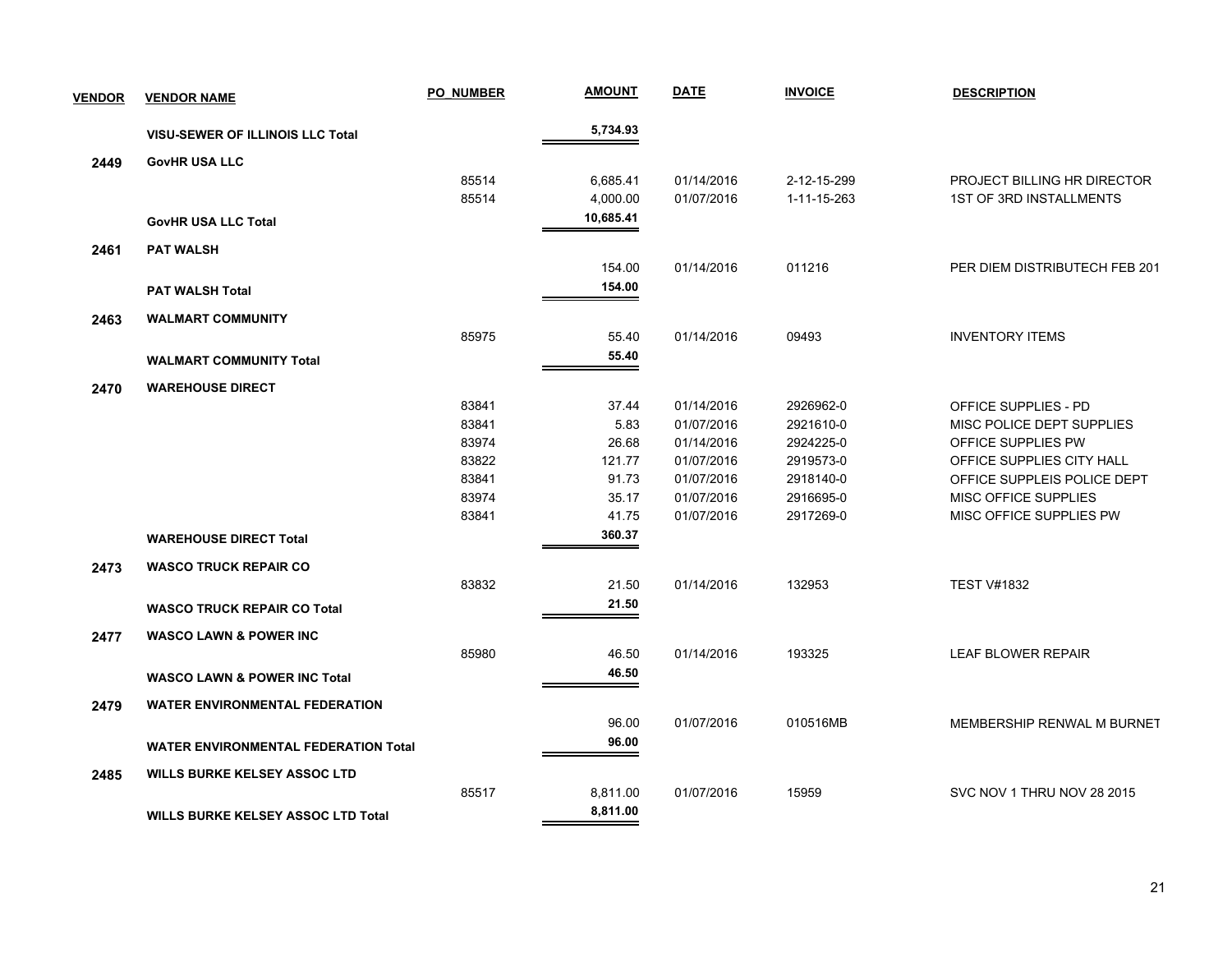| VENDOR | VENDOR NAME | PO_NUMBER | AMOUNT | DATE | INVOICE | DESCRIPTION |
|---|---|---|---|---|---|---|
| | **VISU-SEWER OF ILLINOIS LLC Total** | | **5,734.93** | | | |
| **2449** | **GovHR USA LLC** | | | | | |
| | | 85514 | 6,685.41 | 01/14/2016 | 2-12-15-299 | PROJECT BILLING HR DIRECTOR |
| | | 85514 | 4,000.00 | 01/07/2016 | 1-11-15-263 | 1ST OF 3RD INSTALLMENTS |
| | **GovHR USA LLC Total** | | **10,685.41** | | | |
| **2461** | **PAT WALSH** | | | | | |
| | | | 154.00 | 01/14/2016 | 011216 | PER DIEM DISTRIBUTECH FEB 201 |
| | **PAT WALSH Total** | | **154.00** | | | |
| **2463** | **WALMART COMMUNITY** | | | | | |
| | | 85975 | 55.40 | 01/14/2016 | 09493 | INVENTORY ITEMS |
| | **WALMART COMMUNITY Total** | | **55.40** | | | |
| **2470** | **WAREHOUSE DIRECT** | | | | | |
| | | 83841 | 37.44 | 01/14/2016 | 2926962-0 | OFFICE SUPPLIES - PD |
| | | 83841 | 5.83 | 01/07/2016 | 2921610-0 | MISC POLICE DEPT SUPPLIES |
| | | 83974 | 26.68 | 01/14/2016 | 2924225-0 | OFFICE SUPPLIES PW |
| | | 83822 | 121.77 | 01/07/2016 | 2919573-0 | OFFICE SUPPLIES CITY HALL |
| | | 83841 | 91.73 | 01/07/2016 | 2918140-0 | OFFICE SUPPLEIS POLICE DEPT |
| | | 83974 | 35.17 | 01/07/2016 | 2916695-0 | MISC OFFICE SUPPLIES |
| | | 83841 | 41.75 | 01/07/2016 | 2917269-0 | MISC OFFICE SUPPLIES PW |
| | **WAREHOUSE DIRECT Total** | | **360.37** | | | |
| **2473** | **WASCO TRUCK REPAIR CO** | | | | | |
| | | 83832 | 21.50 | 01/14/2016 | 132953 | TEST V#1832 |
| | **WASCO TRUCK REPAIR CO Total** | | **21.50** | | | |
| **2477** | **WASCO LAWN & POWER INC** | | | | | |
| | | 85980 | 46.50 | 01/14/2016 | 193325 | LEAF BLOWER REPAIR |
| | **WASCO LAWN & POWER INC Total** | | **46.50** | | | |
| **2479** | **WATER ENVIRONMENTAL FEDERATION** | | | | | |
| | | | 96.00 | 01/07/2016 | 010516MB | MEMBERSHIP RENWAL M BURNET |
| | **WATER ENVIRONMENTAL FEDERATION Total** | | **96.00** | | | |
| **2485** | **WILLS BURKE KELSEY ASSOC LTD** | | | | | |
| | | 85517 | 8,811.00 | 01/07/2016 | 15959 | SVC NOV 1 THRU NOV 28 2015 |
| | **WILLS BURKE KELSEY ASSOC LTD Total** | | **8,811.00** | | | |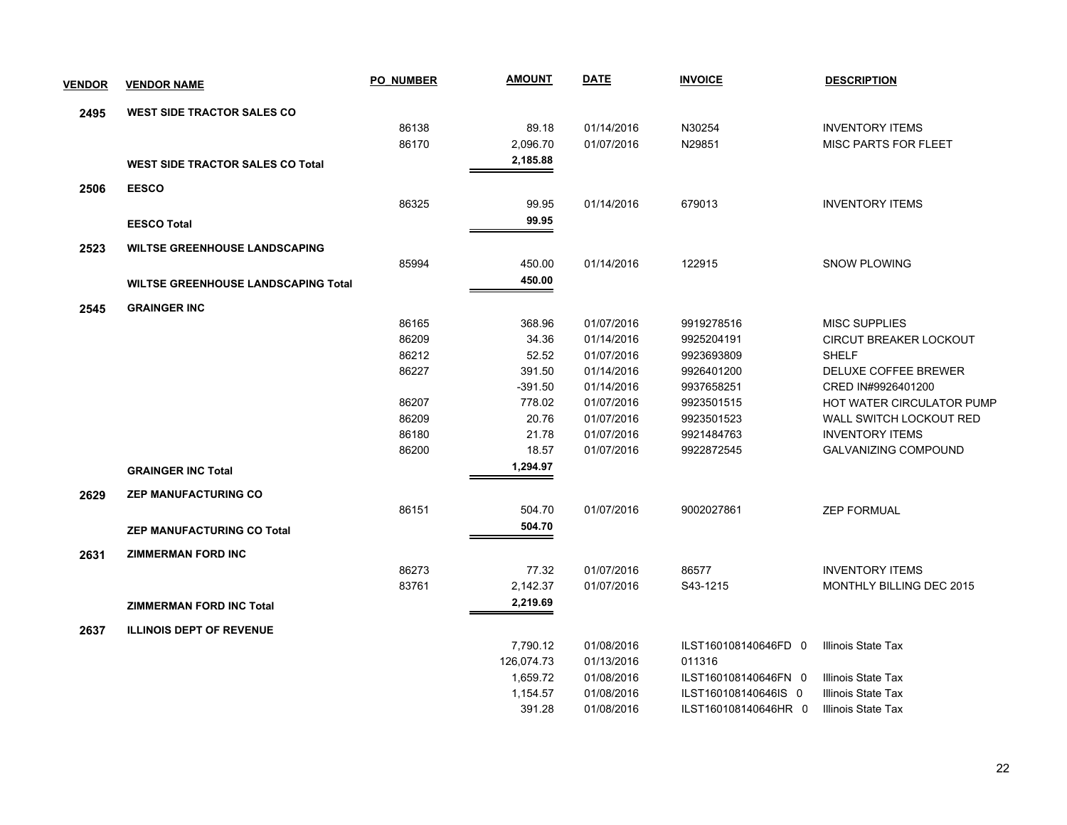| VENDOR | VENDOR NAME | PO_NUMBER | AMOUNT | DATE | INVOICE | DESCRIPTION |
|---|---|---|---|---|---|---|
| **2495** | **WEST SIDE TRACTOR SALES CO** | | | | | |
| | | 86138 | 89.18 | 01/14/2016 | N30254 | INVENTORY ITEMS |
| | | 86170 | 2,096.70 | 01/07/2016 | N29851 | MISC PARTS FOR FLEET |
| | **WEST SIDE TRACTOR SALES CO Total** | | **2,185.88** | | | |
| **2506** | **EESCO** | | | | | |
| | | 86325 | 99.95 | 01/14/2016 | 679013 | INVENTORY ITEMS |
| | **EESCO Total** | | **99.95** | | | |
| **2523** | **WILTSE GREENHOUSE LANDSCAPING** | | | | | |
| | | 85994 | 450.00 | 01/14/2016 | 122915 | SNOW PLOWING |
| | **WILTSE GREENHOUSE LANDSCAPING Total** | | **450.00** | | | |
| **2545** | **GRAINGER INC** | | | | | |
| | | 86165 | 368.96 | 01/07/2016 | 9919278516 | MISC SUPPLIES |
| | | 86209 | 34.36 | 01/14/2016 | 9925204191 | CIRCUT BREAKER LOCKOUT |
| | | 86212 | 52.52 | 01/07/2016 | 9923693809 | SHELF |
| | | 86227 | 391.50 | 01/14/2016 | 9926401200 | DELUXE COFFEE BREWER |
| | | | -391.50 | 01/14/2016 | 9937658251 | CRED IN#9926401200 |
| | | 86207 | 778.02 | 01/07/2016 | 9923501515 | HOT WATER CIRCULATOR PUMP |
| | | 86209 | 20.76 | 01/07/2016 | 9923501523 | WALL SWITCH LOCKOUT RED |
| | | 86180 | 21.78 | 01/07/2016 | 9921484763 | INVENTORY ITEMS |
| | | 86200 | 18.57 | 01/07/2016 | 9922872545 | GALVANIZING COMPOUND |
| | **GRAINGER INC Total** | | **1,294.97** | | | |
| **2629** | **ZEP MANUFACTURING CO** | | | | | |
| | | 86151 | 504.70 | 01/07/2016 | 9002027861 | ZEP FORMUAL |
| | **ZEP MANUFACTURING CO Total** | | **504.70** | | | |
| **2631** | **ZIMMERMAN FORD INC** | | | | | |
| | | 86273 | 77.32 | 01/07/2016 | 86577 | INVENTORY ITEMS |
| | | 83761 | 2,142.37 | 01/07/2016 | S43-1215 | MONTHLY BILLING DEC 2015 |
| | **ZIMMERMAN FORD INC Total** | | **2,219.69** | | | |
| **2637** | **ILLINOIS DEPT OF REVENUE** | | | | | |
| | | | 7,790.12 | 01/08/2016 | ILST160108140646FD 0 | Illinois State Tax |
| | | | 126,074.73 | 01/13/2016 | 011316 | |
| | | | 1,659.72 | 01/08/2016 | ILST160108140646FN 0 | Illinois State Tax |
| | | | 1,154.57 | 01/08/2016 | ILST160108140646IS 0 | Illinois State Tax |
| | | | 391.28 | 01/08/2016 | ILST160108140646HR 0 | Illinois State Tax |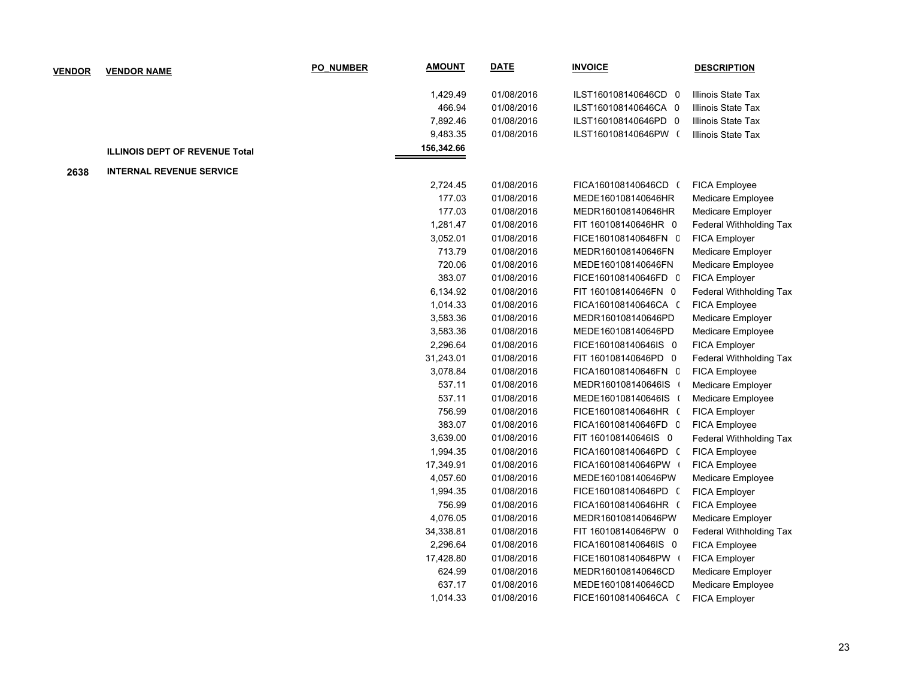| VENDOR | VENDOR NAME | PO_NUMBER | AMOUNT | DATE | INVOICE | DESCRIPTION |
|---|---|---|---|---|---|---|
| | | | 1,429.49 | 01/08/2016 | ILST160108140646CD 0 | Illinois State Tax |
| | | | 466.94 | 01/08/2016 | ILST160108140646CA 0 | Illinois State Tax |
| | | | 7,892.46 | 01/08/2016 | ILST160108140646PD 0 | Illinois State Tax |
| | | | 9,483.35 | 01/08/2016 | ILST160108140646PW ( | Illinois State Tax |
| | **ILLINOIS DEPT OF REVENUE Total** | | **156,342.66** | | | |
| **2638** | **INTERNAL REVENUE SERVICE** | | | | | |
| | | | 2,724.45 | 01/08/2016 | FICA160108140646CD ( | FICA Employee |
| | | | 177.03 | 01/08/2016 | MEDE160108140646HR | Medicare Employee |
| | | | 177.03 | 01/08/2016 | MEDR160108140646HR | Medicare Employer |
| | | | 1,281.47 | 01/08/2016 | FIT 160108140646HR 0 | Federal Withholding Tax |
| | | | 3,052.01 | 01/08/2016 | FICE160108140646FN 0 | FICA Employer |
| | | | 713.79 | 01/08/2016 | MEDR160108140646FN | Medicare Employer |
| | | | 720.06 | 01/08/2016 | MEDE160108140646FN | Medicare Employee |
| | | | 383.07 | 01/08/2016 | FICE160108140646FD 0 | FICA Employer |
| | | | 6,134.92 | 01/08/2016 | FIT 160108140646FN 0 | Federal Withholding Tax |
| | | | 1,014.33 | 01/08/2016 | FICA160108140646CA ( | FICA Employee |
| | | | 3,583.36 | 01/08/2016 | MEDR160108140646PD | Medicare Employer |
| | | | 3,583.36 | 01/08/2016 | MEDE160108140646PD | Medicare Employee |
| | | | 2,296.64 | 01/08/2016 | FICE160108140646IS 0 | FICA Employer |
| | | | 31,243.01 | 01/08/2016 | FIT 160108140646PD 0 | Federal Withholding Tax |
| | | | 3,078.84 | 01/08/2016 | FICA160108140646FN 0 | FICA Employee |
| | | | 537.11 | 01/08/2016 | MEDR160108140646IS ( | Medicare Employer |
| | | | 537.11 | 01/08/2016 | MEDE160108140646IS ( | Medicare Employee |
| | | | 756.99 | 01/08/2016 | FICE160108140646HR ( | FICA Employer |
| | | | 383.07 | 01/08/2016 | FICA160108140646FD 0 | FICA Employee |
| | | | 3,639.00 | 01/08/2016 | FIT 160108140646IS 0 | Federal Withholding Tax |
| | | | 1,994.35 | 01/08/2016 | FICA160108140646PD ( | FICA Employee |
| | | | 17,349.91 | 01/08/2016 | FICA160108140646PW ( | FICA Employee |
| | | | 4,057.60 | 01/08/2016 | MEDE160108140646PW | Medicare Employee |
| | | | 1,994.35 | 01/08/2016 | FICE160108140646PD ( | FICA Employer |
| | | | 756.99 | 01/08/2016 | FICA160108140646HR ( | FICA Employee |
| | | | 4,076.05 | 01/08/2016 | MEDR160108140646PW | Medicare Employer |
| | | | 34,338.81 | 01/08/2016 | FIT 160108140646PW 0 | Federal Withholding Tax |
| | | | 2,296.64 | 01/08/2016 | FICA160108140646IS 0 | FICA Employee |
| | | | 17,428.80 | 01/08/2016 | FICE160108140646PW ( | FICA Employer |
| | | | 624.99 | 01/08/2016 | MEDR160108140646CD | Medicare Employer |
| | | | 637.17 | 01/08/2016 | MEDE160108140646CD | Medicare Employee |
| | | | 1,014.33 | 01/08/2016 | FICE160108140646CA ( | FICA Employer |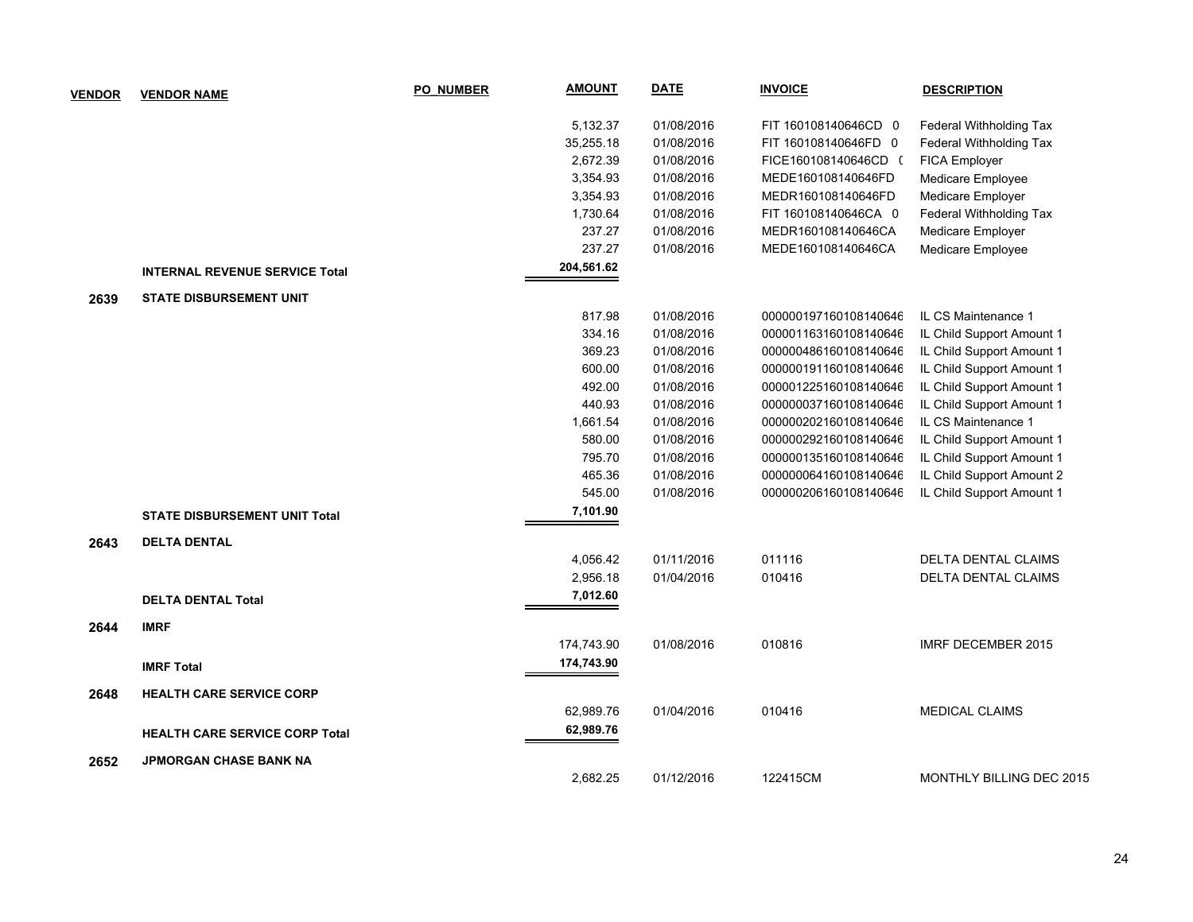| VENDOR | VENDOR NAME | PO_NUMBER | AMOUNT | DATE | INVOICE | DESCRIPTION |
|---|---|---|---|---|---|---|
| | | | 5,132.37 | 01/08/2016 | FIT 160108140646CD 0 | Federal Withholding Tax |
| | | | 35,255.18 | 01/08/2016 | FIT 160108140646FD 0 | Federal Withholding Tax |
| | | | 2,672.39 | 01/08/2016 | FICE160108140646CD ( | FICA Employer |
| | | | 3,354.93 | 01/08/2016 | MEDE160108140646FD | Medicare Employee |
| | | | 3,354.93 | 01/08/2016 | MEDR160108140646FD | Medicare Employer |
| | | | 1,730.64 | 01/08/2016 | FIT 160108140646CA 0 | Federal Withholding Tax |
| | | | 237.27 | 01/08/2016 | MEDR160108140646CA | Medicare Employer |
| | | | 237.27 | 01/08/2016 | MEDE160108140646CA | Medicare Employee |
| | **INTERNAL REVENUE SERVICE Total** | | **204,561.62** | | | |
| **2639** | **STATE DISBURSEMENT UNIT** | | | | | |
| | | | 817.98 | 01/08/2016 | 000000197160108140646 | IL CS Maintenance 1 |
| | | | 334.16 | 01/08/2016 | 000001163160108140646 | IL Child Support Amount 1 |
| | | | 369.23 | 01/08/2016 | 000000486160108140646 | IL Child Support Amount 1 |
| | | | 600.00 | 01/08/2016 | 000000191160108140646 | IL Child Support Amount 1 |
| | | | 492.00 | 01/08/2016 | 000001225160108140646 | IL Child Support Amount 1 |
| | | | 440.93 | 01/08/2016 | 000000037160108140646 | IL Child Support Amount 1 |
| | | | 1,661.54 | 01/08/2016 | 000000202160108140646 | IL CS Maintenance 1 |
| | | | 580.00 | 01/08/2016 | 000000292160108140646 | IL Child Support Amount 1 |
| | | | 795.70 | 01/08/2016 | 000000135160108140646 | IL Child Support Amount 1 |
| | | | 465.36 | 01/08/2016 | 000000064160108140646 | IL Child Support Amount 2 |
| | | | 545.00 | 01/08/2016 | 000000206160108140646 | IL Child Support Amount 1 |
| | **STATE DISBURSEMENT UNIT Total** | | **7,101.90** | | | |
| **2643** | **DELTA DENTAL** | | | | | |
| | | | 4,056.42 | 01/11/2016 | 011116 | DELTA DENTAL CLAIMS |
| | | | 2,956.18 | 01/04/2016 | 010416 | DELTA DENTAL CLAIMS |
| | **DELTA DENTAL Total** | | **7,012.60** | | | |
| **2644** | **IMRF** | | | | | |
| | | | 174,743.90 | 01/08/2016 | 010816 | IMRF DECEMBER 2015 |
| | **IMRF Total** | | **174,743.90** | | | |
| **2648** | **HEALTH CARE SERVICE CORP** | | | | | |
| | | | 62,989.76 | 01/04/2016 | 010416 | MEDICAL CLAIMS |
| | **HEALTH CARE SERVICE CORP Total** | | **62,989.76** | | | |
| **2652** | **JPMORGAN CHASE BANK NA** | | | | | |
| | | | 2,682.25 | 01/12/2016 | 122415CM | MONTHLY BILLING DEC 2015 |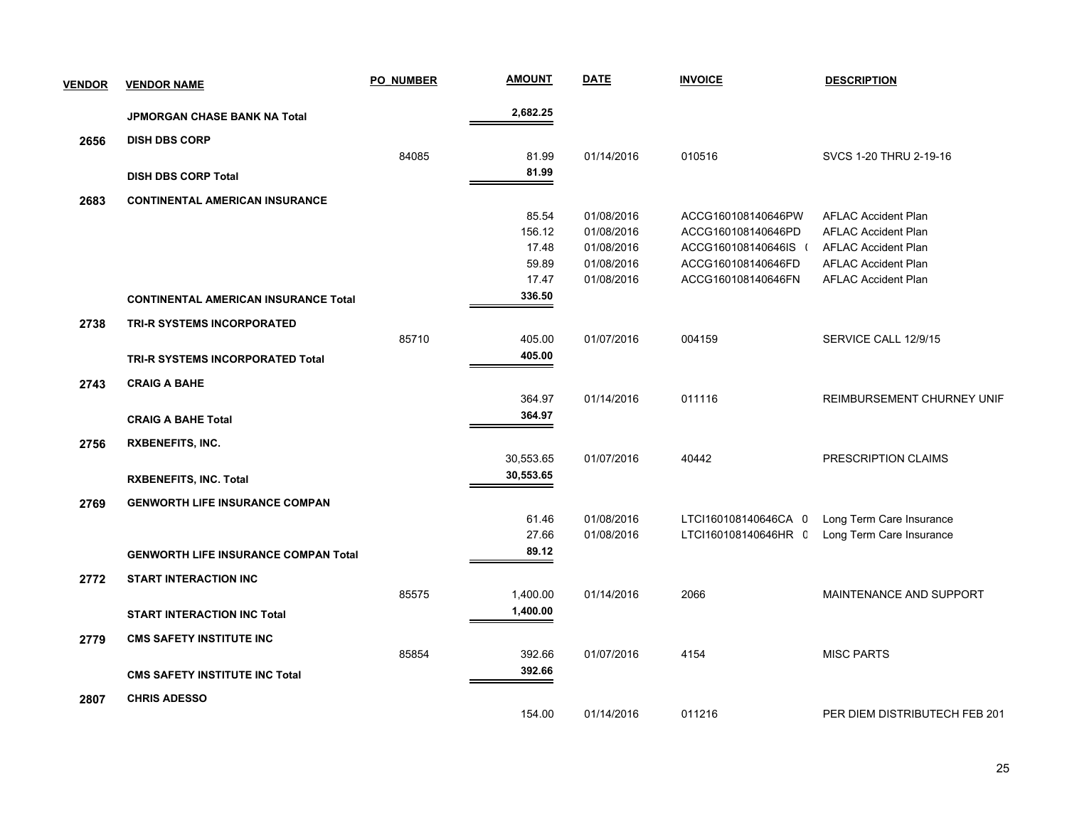| VENDOR | VENDOR NAME | PO_NUMBER | AMOUNT | DATE | INVOICE | DESCRIPTION |
|---|---|---|---|---|---|---|
| | **JPMORGAN CHASE BANK NA Total** | | **2,682.25** | | | |
| **2656** | **DISH DBS CORP** | | | | | |
| | | 84085 | 81.99 | 01/14/2016 | 010516 | SVCS 1-20 THRU 2-19-16 |
| | **DISH DBS CORP Total** | | **81.99** | | | |
| **2683** | **CONTINENTAL AMERICAN INSURANCE** | | | | | |
| | | | 85.54 | 01/08/2016 | ACCG160108140646PW | AFLAC Accident Plan |
| | | | 156.12 | 01/08/2016 | ACCG160108140646PD | AFLAC Accident Plan |
| | | | 17.48 | 01/08/2016 | ACCG160108140646IS ( | AFLAC Accident Plan |
| | | | 59.89 | 01/08/2016 | ACCG160108140646FD | AFLAC Accident Plan |
| | | | 17.47 | 01/08/2016 | ACCG160108140646FN | AFLAC Accident Plan |
| | **CONTINENTAL AMERICAN INSURANCE Total** | | **336.50** | | | |
| **2738** | **TRI-R SYSTEMS INCORPORATED** | | | | | |
| | | 85710 | 405.00 | 01/07/2016 | 004159 | SERVICE CALL 12/9/15 |
| | **TRI-R SYSTEMS INCORPORATED Total** | | **405.00** | | | |
| **2743** | **CRAIG A BAHE** | | | | | |
| | | | 364.97 | 01/14/2016 | 011116 | REIMBURSEMENT CHURNEY UNIF |
| | **CRAIG A BAHE Total** | | **364.97** | | | |
| **2756** | **RXBENEFITS, INC.** | | | | | |
| | | | 30,553.65 | 01/07/2016 | 40442 | PRESCRIPTION CLAIMS |
| | **RXBENEFITS, INC. Total** | | **30,553.65** | | | |
| **2769** | **GENWORTH LIFE INSURANCE COMPAN** | | | | | |
| | | | 61.46 | 01/08/2016 | LTCI160108140646CA 0 | Long Term Care Insurance |
| | | | 27.66 | 01/08/2016 | LTCI160108140646HR 0 | Long Term Care Insurance |
| | **GENWORTH LIFE INSURANCE COMPAN Total** | | **89.12** | | | |
| **2772** | **START INTERACTION INC** | | | | | |
| | | 85575 | 1,400.00 | 01/14/2016 | 2066 | MAINTENANCE AND SUPPORT |
| | **START INTERACTION INC Total** | | **1,400.00** | | | |
| **2779** | **CMS SAFETY INSTITUTE INC** | | | | | |
| | | 85854 | 392.66 | 01/07/2016 | 4154 | MISC PARTS |
| | **CMS SAFETY INSTITUTE INC Total** | | **392.66** | | | |
| **2807** | **CHRIS ADESSO** | | | | | |
| | | | 154.00 | 01/14/2016 | 011216 | PER DIEM DISTRIBUTECH FEB 201 |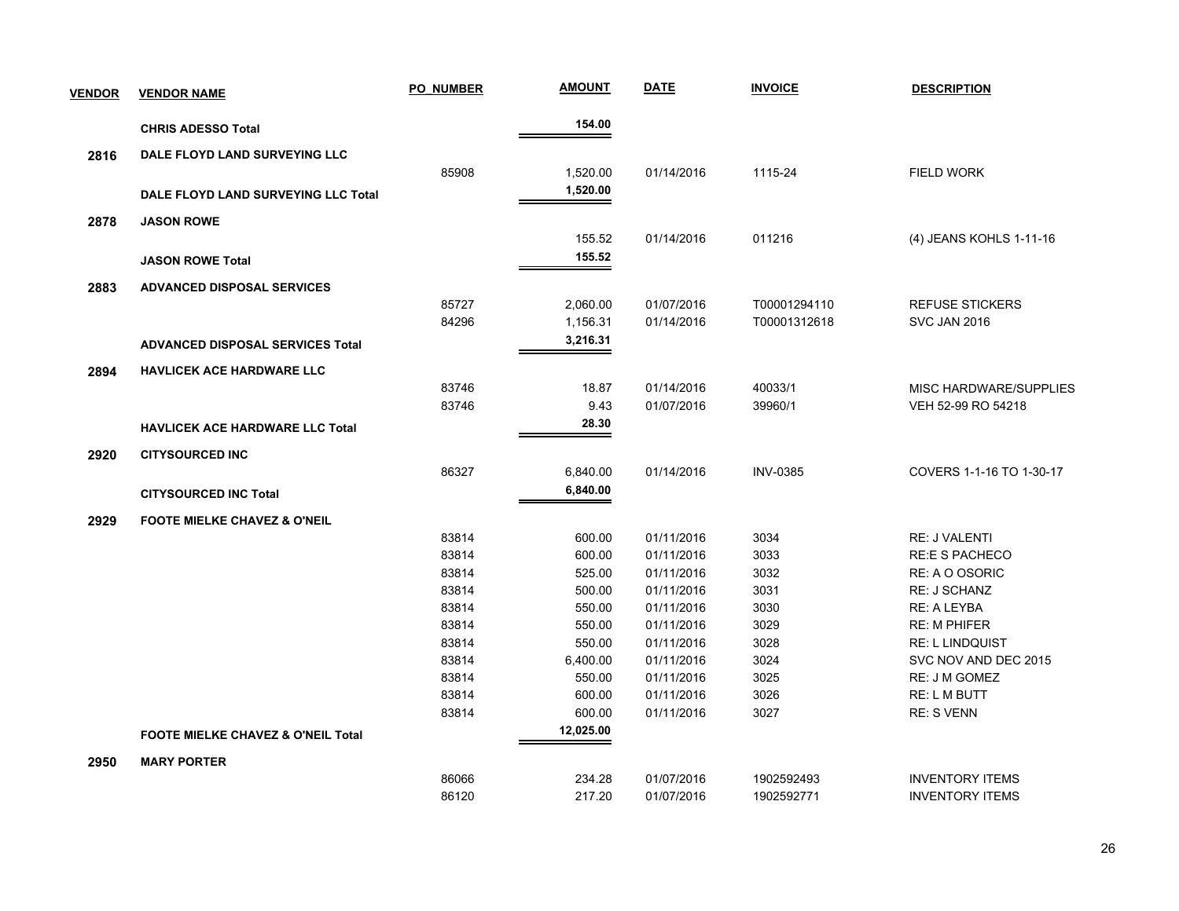| VENDOR | VENDOR NAME | PO_NUMBER | AMOUNT | DATE | INVOICE | DESCRIPTION |
|---|---|---|---|---|---|---|
| | **CHRIS ADESSO Total** | | **154.00** | | | |
| **2816** | **DALE FLOYD LAND SURVEYING LLC** | | | | | |
| | | 85908 | 1,520.00 | 01/14/2016 | 1115-24 | FIELD WORK |
| | **DALE FLOYD LAND SURVEYING LLC Total** | | **1,520.00** | | | |
| **2878** | **JASON ROWE** | | | | | |
| | | | 155.52 | 01/14/2016 | 011216 | (4) JEANS KOHLS 1-11-16 |
| | **JASON ROWE Total** | | **155.52** | | | |
| **2883** | **ADVANCED DISPOSAL SERVICES** | | | | | |
| | | 85727 | 2,060.00 | 01/07/2016 | T00001294110 | REFUSE STICKERS |
| | | 84296 | 1,156.31 | 01/14/2016 | T00001312618 | SVC JAN 2016 |
| | **ADVANCED DISPOSAL SERVICES Total** | | **3,216.31** | | | |
| **2894** | **HAVLICEK ACE HARDWARE LLC** | | | | | |
| | | 83746 | 18.87 | 01/14/2016 | 40033/1 | MISC HARDWARE/SUPPLIES |
| | | 83746 | 9.43 | 01/07/2016 | 39960/1 | VEH 52-99 RO 54218 |
| | **HAVLICEK ACE HARDWARE LLC Total** | | **28.30** | | | |
| **2920** | **CITYSOURCED INC** | | | | | |
| | | 86327 | 6,840.00 | 01/14/2016 | INV-0385 | COVERS 1-1-16 TO 1-30-17 |
| | **CITYSOURCED INC Total** | | **6,840.00** | | | |
| **2929** | **FOOTE MIELKE CHAVEZ & O'NEIL** | | | | | |
| | | 83814 | 600.00 | 01/11/2016 | 3034 | RE: J VALENTI |
| | | 83814 | 600.00 | 01/11/2016 | 3033 | RE:E S PACHECO |
| | | 83814 | 525.00 | 01/11/2016 | 3032 | RE: A O OSORIC |
| | | 83814 | 500.00 | 01/11/2016 | 3031 | RE: J SCHANZ |
| | | 83814 | 550.00 | 01/11/2016 | 3030 | RE: A LEYBA |
| | | 83814 | 550.00 | 01/11/2016 | 3029 | RE: M PHIFER |
| | | 83814 | 550.00 | 01/11/2016 | 3028 | RE: L LINDQUIST |
| | | 83814 | 6,400.00 | 01/11/2016 | 3024 | SVC NOV AND DEC 2015 |
| | | 83814 | 550.00 | 01/11/2016 | 3025 | RE: J M GOMEZ |
| | | 83814 | 600.00 | 01/11/2016 | 3026 | RE: L M BUTT |
| | | 83814 | 600.00 | 01/11/2016 | 3027 | RE: S VENN |
| | **FOOTE MIELKE CHAVEZ & O'NEIL Total** | | **12,025.00** | | | |
| **2950** | **MARY PORTER** | | | | | |
| | | 86066 | 234.28 | 01/07/2016 | 1902592493 | INVENTORY ITEMS |
| | | 86120 | 217.20 | 01/07/2016 | 1902592771 | INVENTORY ITEMS |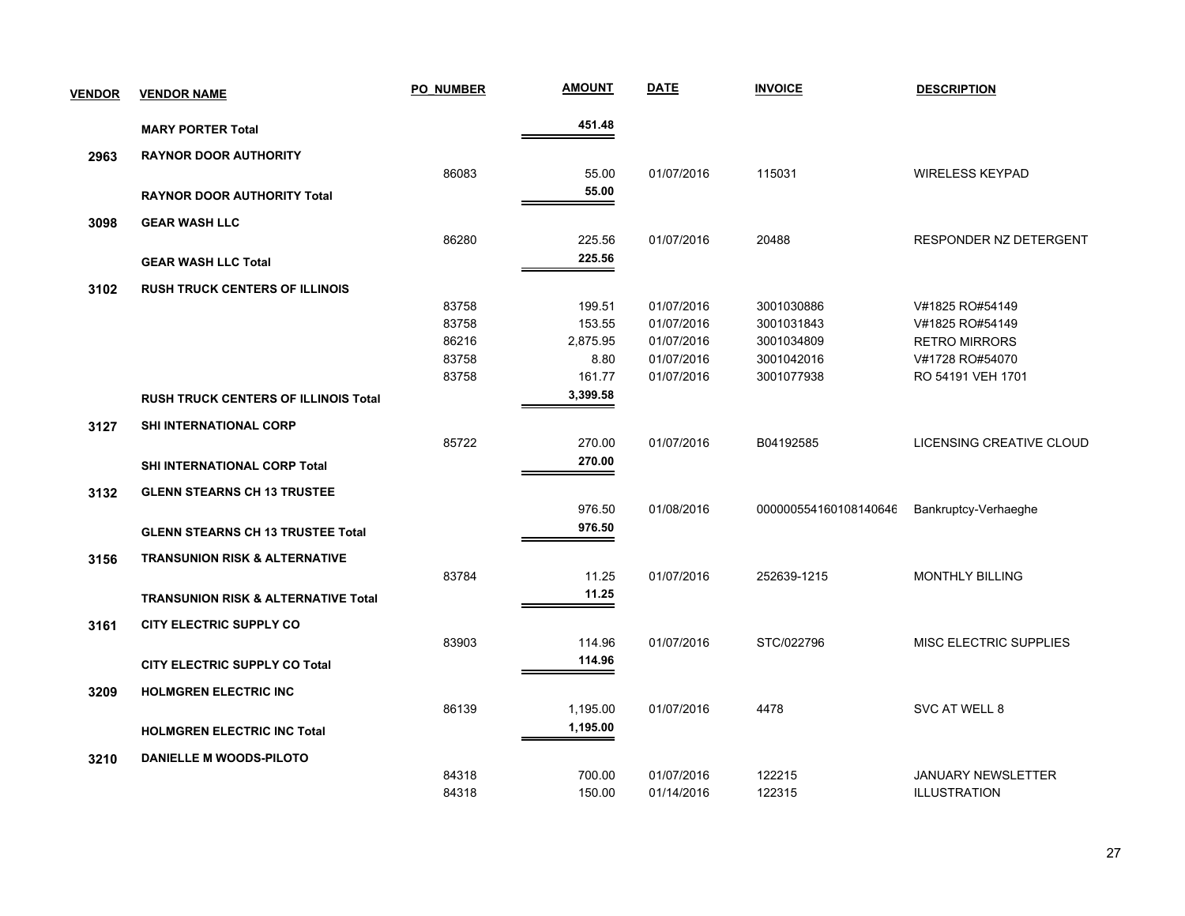| VENDOR | VENDOR NAME | PO_NUMBER | AMOUNT | DATE | INVOICE | DESCRIPTION |
|---|---|---|---|---|---|---|
| | **MARY PORTER Total** | | **451.48** | | | |
| **2963** | **RAYNOR DOOR AUTHORITY** | | | | | |
| | | 86083 | 55.00 | 01/07/2016 | 115031 | WIRELESS KEYPAD |
| | **RAYNOR DOOR AUTHORITY Total** | | **55.00** | | | |
| **3098** | **GEAR WASH LLC** | | | | | |
| | | 86280 | 225.56 | 01/07/2016 | 20488 | RESPONDER NZ DETERGENT |
| | **GEAR WASH LLC Total** | | **225.56** | | | |
| **3102** | **RUSH TRUCK CENTERS OF ILLINOIS** | | | | | |
| | | 83758 | 199.51 | 01/07/2016 | 3001030886 | V#1825 RO#54149 |
| | | 83758 | 153.55 | 01/07/2016 | 3001031843 | V#1825 RO#54149 |
| | | 86216 | 2,875.95 | 01/07/2016 | 3001034809 | RETRO MIRRORS |
| | | 83758 | 8.80 | 01/07/2016 | 3001042016 | V#1728 RO#54070 |
| | | 83758 | 161.77 | 01/07/2016 | 3001077938 | RO 54191 VEH 1701 |
| | **RUSH TRUCK CENTERS OF ILLINOIS Total** | | **3,399.58** | | | |
| **3127** | **SHI INTERNATIONAL CORP** | | | | | |
| | | 85722 | 270.00 | 01/07/2016 | B04192585 | LICENSING CREATIVE CLOUD |
| | **SHI INTERNATIONAL CORP Total** | | **270.00** | | | |
| **3132** | **GLENN STEARNS CH 13 TRUSTEE** | | | | | |
| | | | 976.50 | 01/08/2016 | 000000554160108140646 | Bankruptcy-Verhaeghe |
| | **GLENN STEARNS CH 13 TRUSTEE Total** | | **976.50** | | | |
| **3156** | **TRANSUNION RISK & ALTERNATIVE** | | | | | |
| | | 83784 | 11.25 | 01/07/2016 | 252639-1215 | MONTHLY BILLING |
| | **TRANSUNION RISK & ALTERNATIVE Total** | | **11.25** | | | |
| **3161** | **CITY ELECTRIC SUPPLY CO** | | | | | |
| | | 83903 | 114.96 | 01/07/2016 | STC/022796 | MISC ELECTRIC SUPPLIES |
| | **CITY ELECTRIC SUPPLY CO Total** | | **114.96** | | | |
| **3209** | **HOLMGREN ELECTRIC INC** | | | | | |
| | | 86139 | 1,195.00 | 01/07/2016 | 4478 | SVC AT WELL 8 |
| | **HOLMGREN ELECTRIC INC Total** | | **1,195.00** | | | |
| **3210** | **DANIELLE M WOODS-PILOTO** | | | | | |
| | | 84318 | 700.00 | 01/07/2016 | 122215 | JANUARY NEWSLETTER |
| | | 84318 | 150.00 | 01/14/2016 | 122315 | ILLUSTRATION |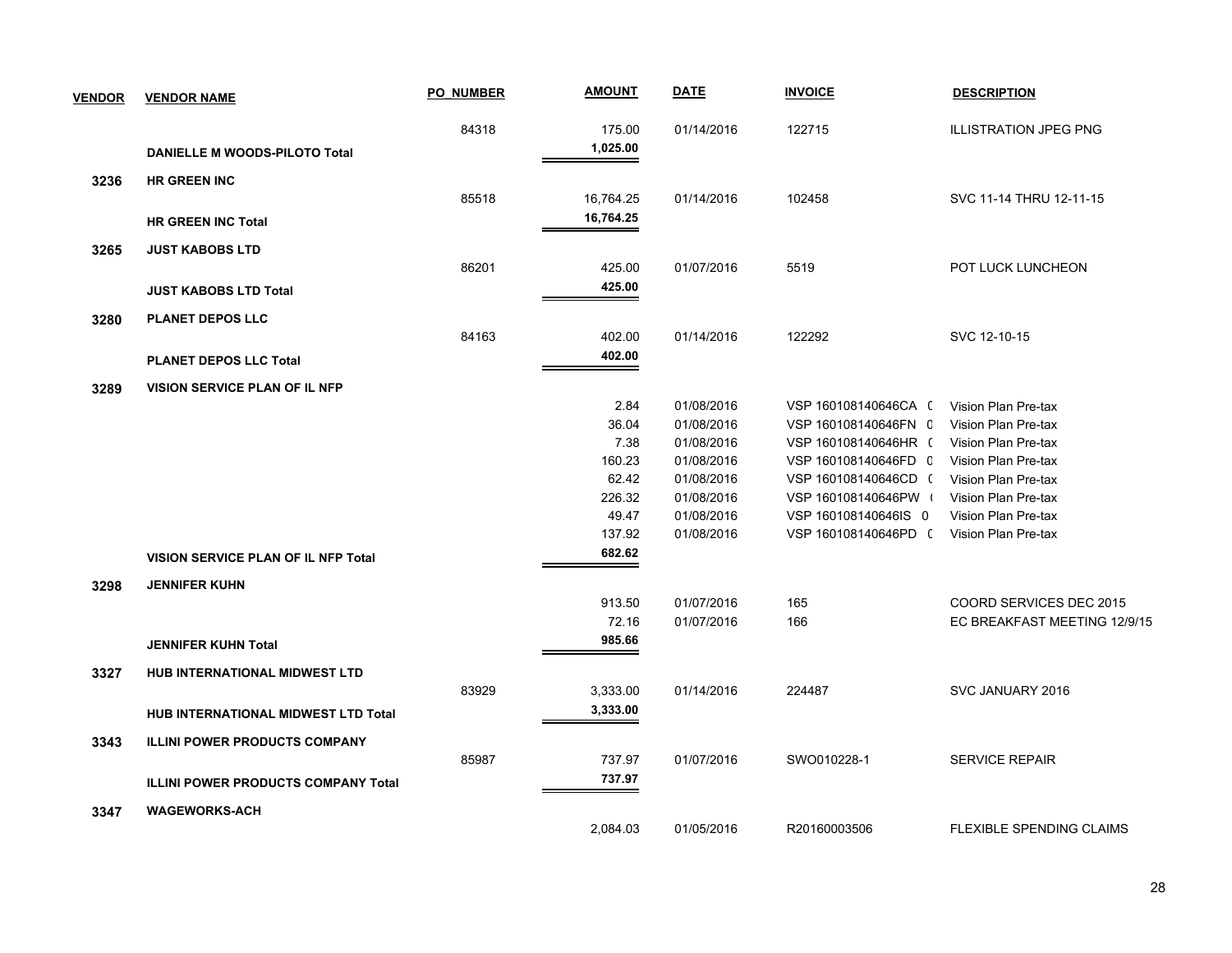| VENDOR | VENDOR NAME | PO_NUMBER | AMOUNT | DATE | INVOICE | DESCRIPTION |
|---|---|---|---|---|---|---|
| | | 84318 | 175.00 | 01/14/2016 | 122715 | ILLUSTRATION JPEG PNG |
| | **DANIELLE M WOODS-PILOTO Total** | | **1,025.00** | | | |
| **3236** | **HR GREEN INC** | | | | | |
| | | 85518 | 16,764.25 | 01/14/2016 | 102458 | SVC 11-14 THRU 12-11-15 |
| | **HR GREEN INC Total** | | **16,764.25** | | | |
| **3265** | **JUST KABOBS LTD** | | | | | |
| | | 86201 | 425.00 | 01/07/2016 | 5519 | POT LUCK LUNCHEON |
| | **JUST KABOBS LTD Total** | | **425.00** | | | |
| **3280** | **PLANET DEPOS LLC** | | | | | |
| | | 84163 | 402.00 | 01/14/2016 | 122292 | SVC 12-10-15 |
| | **PLANET DEPOS LLC Total** | | **402.00** | | | |
| **3289** | **VISION SERVICE PLAN OF IL NFP** | | | | | |
| | | | 2.84 | 01/08/2016 | VSP 160108140646CA ( | Vision Plan Pre-tax |
| | | | 36.04 | 01/08/2016 | VSP 160108140646FN 0 | Vision Plan Pre-tax |
| | | | 7.38 | 01/08/2016 | VSP 160108140646HR ( | Vision Plan Pre-tax |
| | | | 160.23 | 01/08/2016 | VSP 160108140646FD 0 | Vision Plan Pre-tax |
| | | | 62.42 | 01/08/2016 | VSP 160108140646CD ( | Vision Plan Pre-tax |
| | | | 226.32 | 01/08/2016 | VSP 160108140646PW ( | Vision Plan Pre-tax |
| | | | 49.47 | 01/08/2016 | VSP 160108140646IS 0 | Vision Plan Pre-tax |
| | | | 137.92 | 01/08/2016 | VSP 160108140646PD ( | Vision Plan Pre-tax |
| | **VISION SERVICE PLAN OF IL NFP Total** | | **682.62** | | | |
| **3298** | **JENNIFER KUHN** | | | | | |
| | | | 913.50 | 01/07/2016 | 165 | COORD SERVICES DEC 2015 |
| | | | 72.16 | 01/07/2016 | 166 | EC BREAKFAST MEETING 12/9/15 |
| | **JENNIFER KUHN Total** | | **985.66** | | | |
| **3327** | **HUB INTERNATIONAL MIDWEST LTD** | | | | | |
| | | 83929 | 3,333.00 | 01/14/2016 | 224487 | SVC JANUARY 2016 |
| | **HUB INTERNATIONAL MIDWEST LTD Total** | | **3,333.00** | | | |
| **3343** | **ILLINI POWER PRODUCTS COMPANY** | | | | | |
| | | 85987 | 737.97 | 01/07/2016 | SWO010228-1 | SERVICE REPAIR |
| | **ILLINI POWER PRODUCTS COMPANY Total** | | **737.97** | | | |
| **3347** | **WAGEWORKS-ACH** | | | | | |
| | | | 2,084.03 | 01/05/2016 | R20160003506 | FLEXIBLE SPENDING CLAIMS |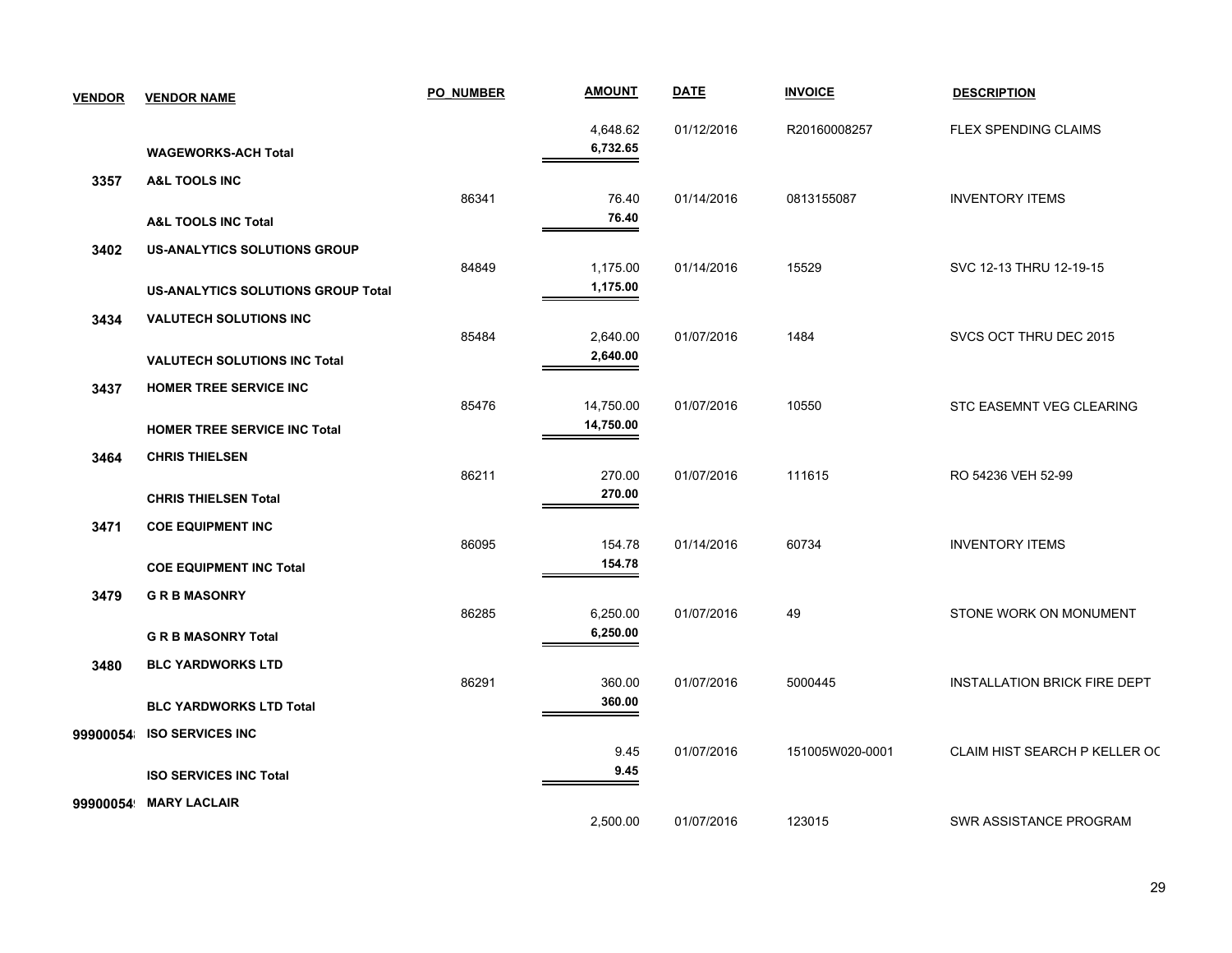| VENDOR | VENDOR NAME | PO_NUMBER | AMOUNT | DATE | INVOICE | DESCRIPTION |
|---|---|---|---|---|---|---|
| | | | 4,648.62 | 01/12/2016 | R20160008257 | FLEX SPENDING CLAIMS |
| | **WAGEWORKS-ACH Total** | | **6,732.65** | | | |
| **3357** | **A&L TOOLS INC** | | | | | |
| | | 86341 | 76.40 | 01/14/2016 | 0813155087 | INVENTORY ITEMS |
| | **A&L TOOLS INC Total** | | **76.40** | | | |
| **3402** | **US-ANALYTICS SOLUTIONS GROUP** | | | | | |
| | | 84849 | 1,175.00 | 01/14/2016 | 15529 | SVC 12-13 THRU 12-19-15 |
| | **US-ANALYTICS SOLUTIONS GROUP Total** | | **1,175.00** | | | |
| **3434** | **VALUTECH SOLUTIONS INC** | | | | | |
| | | 85484 | 2,640.00 | 01/07/2016 | 1484 | SVCS OCT THRU DEC 2015 |
| | **VALUTECH SOLUTIONS INC Total** | | **2,640.00** | | | |
| **3437** | **HOMER TREE SERVICE INC** | | | | | |
| | | 85476 | 14,750.00 | 01/07/2016 | 10550 | STC EASEMNT VEG CLEARING |
| | **HOMER TREE SERVICE INC Total** | | **14,750.00** | | | |
| **3464** | **CHRIS THIELSEN** | | | | | |
| | | 86211 | 270.00 | 01/07/2016 | 111615 | RO 54236 VEH 52-99 |
| | **CHRIS THIELSEN Total** | | **270.00** | | | |
| **3471** | **COE EQUIPMENT INC** | | | | | |
| | | 86095 | 154.78 | 01/14/2016 | 60734 | INVENTORY ITEMS |
| | **COE EQUIPMENT INC Total** | | **154.78** | | | |
| **3479** | **G R B MASONRY** | | | | | |
| | | 86285 | 6,250.00 | 01/07/2016 | 49 | STONE WORK ON MONUMENT |
| | **G R B MASONRY Total** | | **6,250.00** | | | |
| **3480** | **BLC YARDWORKS LTD** | | | | | |
| | | 86291 | 360.00 | 01/07/2016 | 5000445 | INSTALLATION BRICK FIRE DEPT |
| | **BLC YARDWORKS LTD Total** | | **360.00** | | | |
| **99900054** | **ISO SERVICES INC** | | | | | |
| | | | 9.45 | 01/07/2016 | 151005W020-0001 | CLAIM HIST SEARCH P KELLER OC |
| | **ISO SERVICES INC Total** | | **9.45** | | | |
| **99900054** | **MARY LACLAIR** | | | | | |
| | | | 2,500.00 | 01/07/2016 | 123015 | SWR ASSISTANCE PROGRAM |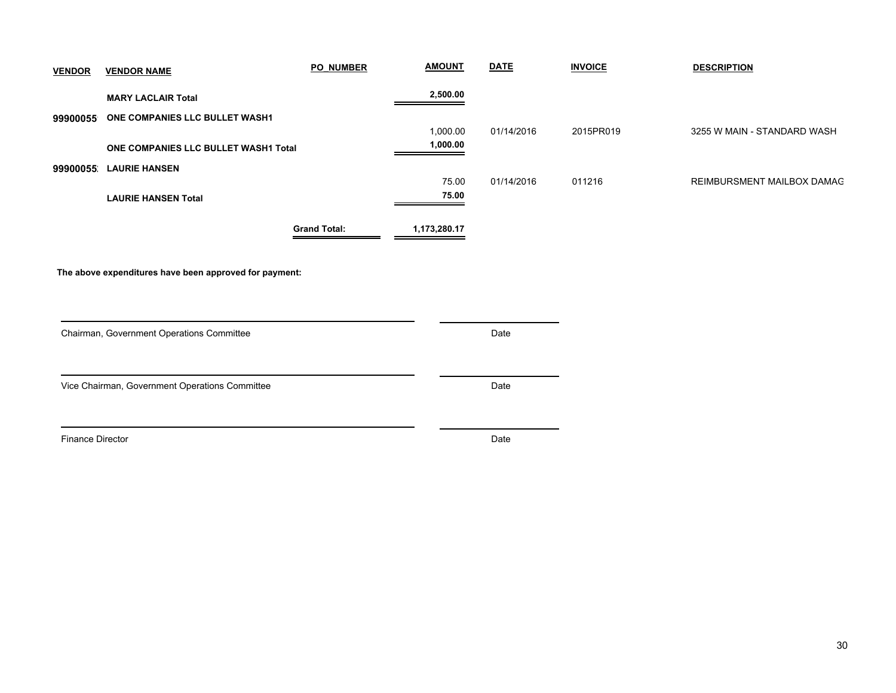| VENDOR | VENDOR NAME | PO_NUMBER | AMOUNT | DATE | INVOICE | DESCRIPTION |
|---|---|---|---|---|---|---|
| | **MARY LACLAIR Total** | | **2,500.00** | | | |
| **99900055** | **ONE COMPANIES LLC BULLET WASH1** | | | | | |
| | | | 1,000.00 | 01/14/2016 | 2015PR019 | 3255 W MAIN - STANDARD WASH |
| | **ONE COMPANIES LLC BULLET WASH1 Total** | | **1,000.00** | | | |
| **99900055** | **LAURIE HANSEN** | | | | | |
| | | | 75.00 | 01/14/2016 | 011216 | REIMBURSMENT MAILBOX DAMAG |
| | **LAURIE HANSEN Total** | | **75.00** | | | |
| | | **Grand Total:** | **1,173,280.17** | | | |

**The above expenditures have been approved for payment:**

Chairman, Government Operations Committee — Date

Vice Chairman, Government Operations Committee — Date

Finance Director — Date